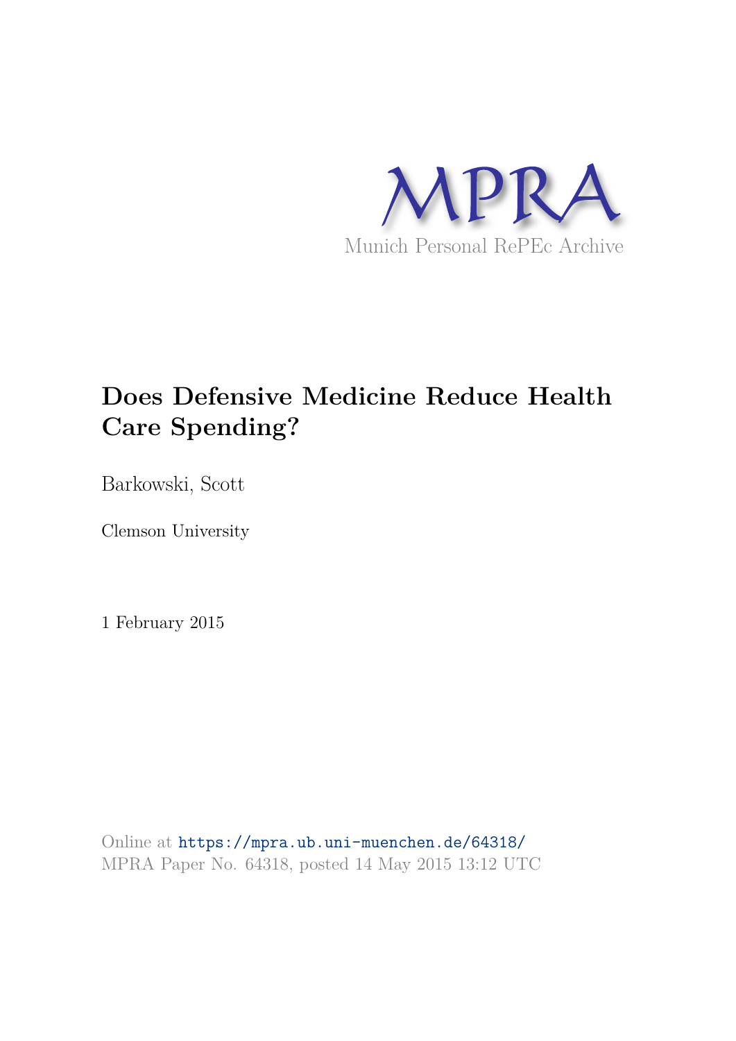MPRA

Munich Personal RePEc Archive

# Does Defensive Medicine Reduce Health Care Spending?

Barkowski, Scott

Clemson University

1 February 2015

Online at https://mpra.ub.uni-muenchen.de/64318/
MPRA Paper No. 64318, posted 14 May 2015 13:12 UTC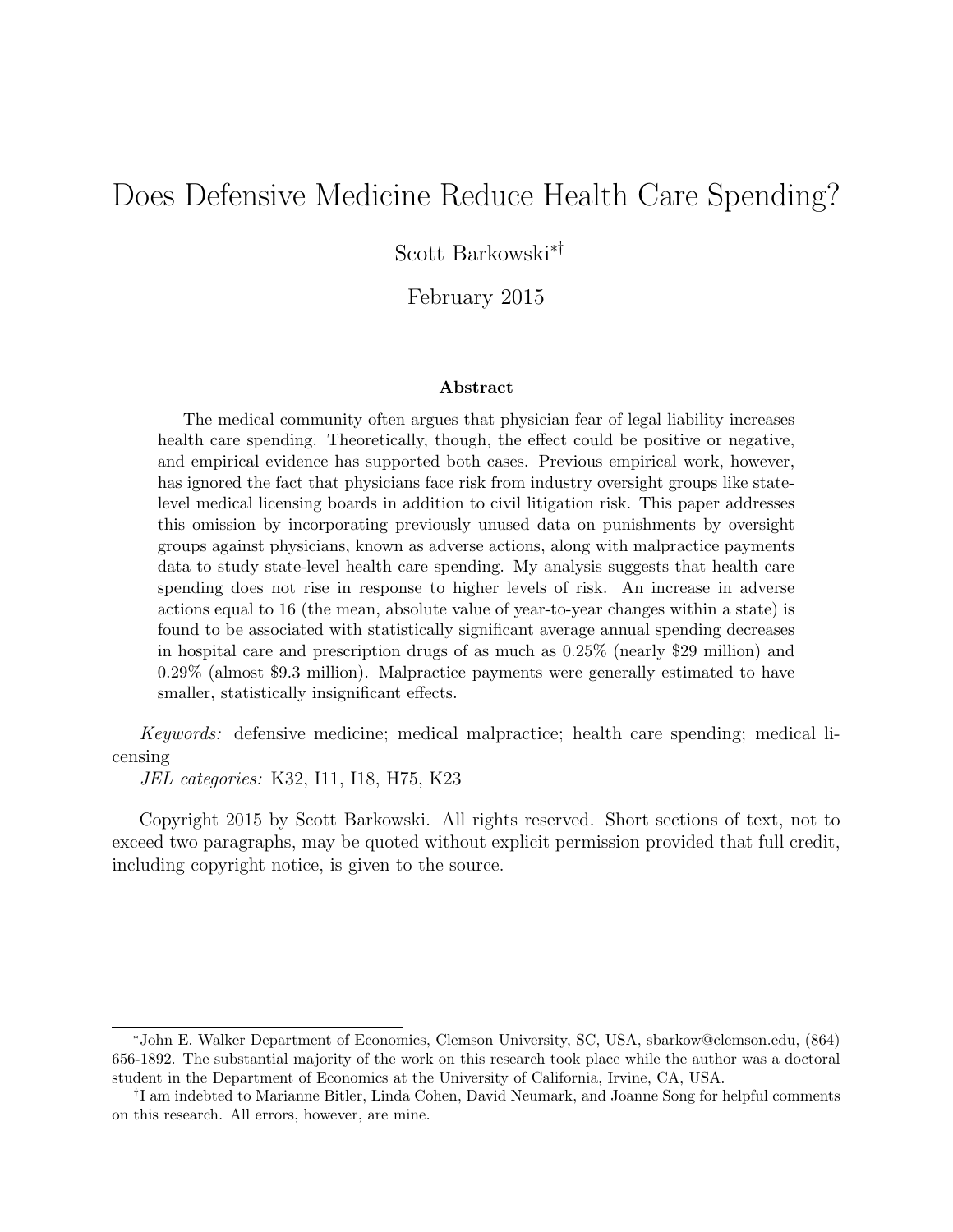# Does Defensive Medicine Reduce Health Care Spending?

Scott Barkowski[\*†]

February 2015

### Abstract

The medical community often argues that physician fear of legal liability increases health care spending. Theoretically, though, the effect could be positive or negative, and empirical evidence has supported both cases. Previous empirical work, however, has ignored the fact that physicians face risk from industry oversight groups like state-level medical licensing boards in addition to civil litigation risk. This paper addresses this omission by incorporating previously unused data on punishments by oversight groups against physicians, known as adverse actions, along with malpractice payments data to study state-level health care spending. My analysis suggests that health care spending does not rise in response to higher levels of risk. An increase in adverse actions equal to 16 (the mean, absolute value of year-to-year changes within a state) is found to be associated with statistically significant average annual spending decreases in hospital care and prescription drugs of as much as 0.25% (nearly $29 million) and 0.29% (almost $9.3 million). Malpractice payments were generally estimated to have smaller, statistically insignificant effects.

*Keywords:* defensive medicine; medical malpractice; health care spending; medical licensing

*JEL categories:* K32, I11, I18, H75, K23

Copyright 2015 by Scott Barkowski. All rights reserved. Short sections of text, not to exceed two paragraphs, may be quoted without explicit permission provided that full credit, including copyright notice, is given to the source.

---

[\*] John E. Walker Department of Economics, Clemson University, SC, USA, sbarkow@clemson.edu, (864) 656-1892. The substantial majority of the work on this research took place while the author was a doctoral student in the Department of Economics at the University of California, Irvine, CA, USA.

[†] I am indebted to Marianne Bitler, Linda Cohen, David Neumark, and Joanne Song for helpful comments on this research. All errors, however, are mine.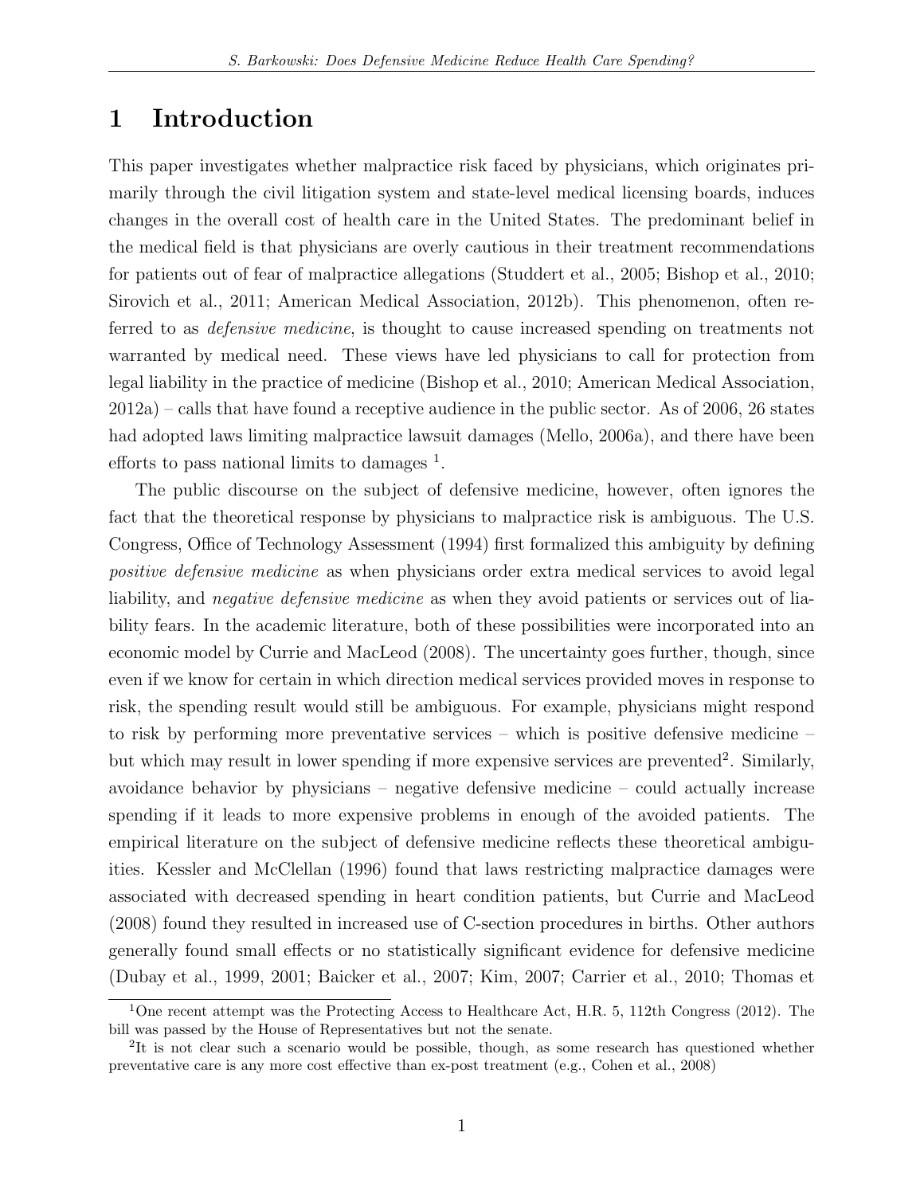# 1 Introduction

This paper investigates whether malpractice risk faced by physicians, which originates primarily through the civil litigation system and state-level medical licensing boards, induces changes in the overall cost of health care in the United States. The predominant belief in the medical field is that physicians are overly cautious in their treatment recommendations for patients out of fear of malpractice allegations (Studdert et al., 2005; Bishop et al., 2010; Sirovich et al., 2011; American Medical Association, 2012b). This phenomenon, often referred to as *defensive medicine*, is thought to cause increased spending on treatments not warranted by medical need. These views have led physicians to call for protection from legal liability in the practice of medicine (Bishop et al., 2010; American Medical Association, 2012a) – calls that have found a receptive audience in the public sector. As of 2006, 26 states had adopted laws limiting malpractice lawsuit damages (Mello, 2006a), and there have been efforts to pass national limits to damages [1].

The public discourse on the subject of defensive medicine, however, often ignores the fact that the theoretical response by physicians to malpractice risk is ambiguous. The U.S. Congress, Office of Technology Assessment (1994) first formalized this ambiguity by defining *positive defensive medicine* as when physicians order extra medical services to avoid legal liability, and *negative defensive medicine* as when they avoid patients or services out of liability fears. In the academic literature, both of these possibilities were incorporated into an economic model by Currie and MacLeod (2008). The uncertainty goes further, though, since even if we know for certain in which direction medical services provided moves in response to risk, the spending result would still be ambiguous. For example, physicians might respond to risk by performing more preventative services – which is positive defensive medicine – but which may result in lower spending if more expensive services are prevented[2]. Similarly, avoidance behavior by physicians – negative defensive medicine – could actually increase spending if it leads to more expensive problems in enough of the avoided patients. The empirical literature on the subject of defensive medicine reflects these theoretical ambiguities. Kessler and McClellan (1996) found that laws restricting malpractice damages were associated with decreased spending in heart condition patients, but Currie and MacLeod (2008) found they resulted in increased use of C-section procedures in births. Other authors generally found small effects or no statistically significant evidence for defensive medicine (Dubay et al., 1999, 2001; Baicker et al., 2007; Kim, 2007; Carrier et al., 2010; Thomas et

[1] One recent attempt was the Protecting Access to Healthcare Act, H.R. 5, 112th Congress (2012). The bill was passed by the House of Representatives but not the senate.

[2] It is not clear such a scenario would be possible, though, as some research has questioned whether preventative care is any more cost effective than ex-post treatment (e.g., Cohen et al., 2008)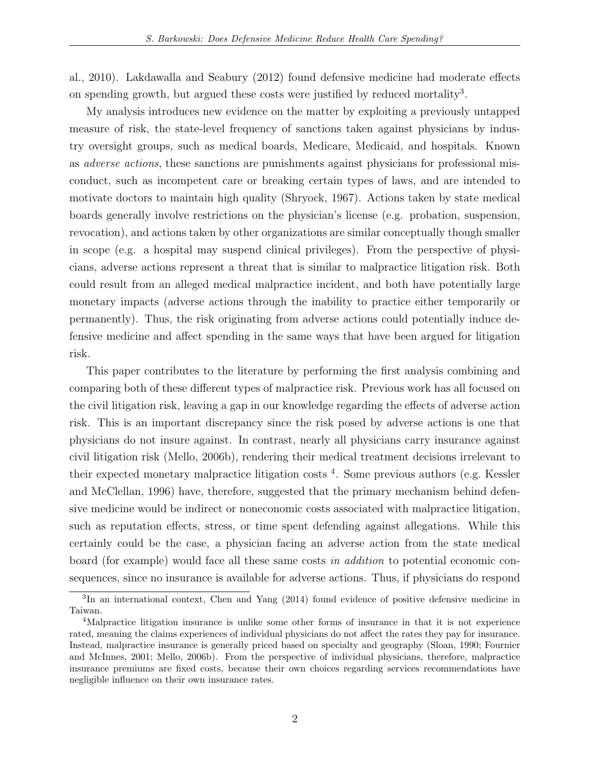al., 2010). Lakdawalla and Seabury (2012) found defensive medicine had moderate effects on spending growth, but argued these costs were justified by reduced mortality[3].

My analysis introduces new evidence on the matter by exploiting a previously untapped measure of risk, the state-level frequency of sanctions taken against physicians by industry oversight groups, such as medical boards, Medicare, Medicaid, and hospitals. Known as *adverse actions*, these sanctions are punishments against physicians for professional misconduct, such as incompetent care or breaking certain types of laws, and are intended to motivate doctors to maintain high quality (Shryock, 1967). Actions taken by state medical boards generally involve restrictions on the physician's license (e.g. probation, suspension, revocation), and actions taken by other organizations are similar conceptually though smaller in scope (e.g. a hospital may suspend clinical privileges). From the perspective of physicians, adverse actions represent a threat that is similar to malpractice litigation risk. Both could result from an alleged medical malpractice incident, and both have potentially large monetary impacts (adverse actions through the inability to practice either temporarily or permanently). Thus, the risk originating from adverse actions could potentially induce defensive medicine and affect spending in the same ways that have been argued for litigation risk.

This paper contributes to the literature by performing the first analysis combining and comparing both of these different types of malpractice risk. Previous work has all focused on the civil litigation risk, leaving a gap in our knowledge regarding the effects of adverse action risk. This is an important discrepancy since the risk posed by adverse actions is one that physicians do not insure against. In contrast, nearly all physicians carry insurance against civil litigation risk (Mello, 2006b), rendering their medical treatment decisions irrelevant to their expected monetary malpractice litigation costs [4]. Some previous authors (e.g. Kessler and McClellan, 1996) have, therefore, suggested that the primary mechanism behind defensive medicine would be indirect or noneconomic costs associated with malpractice litigation, such as reputation effects, stress, or time spent defending against allegations. While this certainly could be the case, a physician facing an adverse action from the state medical board (for example) would face all these same costs *in addition* to potential economic consequences, since no insurance is available for adverse actions. Thus, if physicians do respond

[3]In an international context, Chen and Yang (2014) found evidence of positive defensive medicine in Taiwan.

[4]Malpractice litigation insurance is unlike some other forms of insurance in that it is not experience rated, meaning the claims experiences of individual physicians do not affect the rates they pay for insurance. Instead, malpractice insurance is generally priced based on specialty and geography (Sloan, 1990; Fournier and McInnes, 2001; Mello, 2006b). From the perspective of individual physicians, therefore, malpractice insurance premiums are fixed costs, because their own choices regarding services recommendations have negligible influence on their own insurance rates.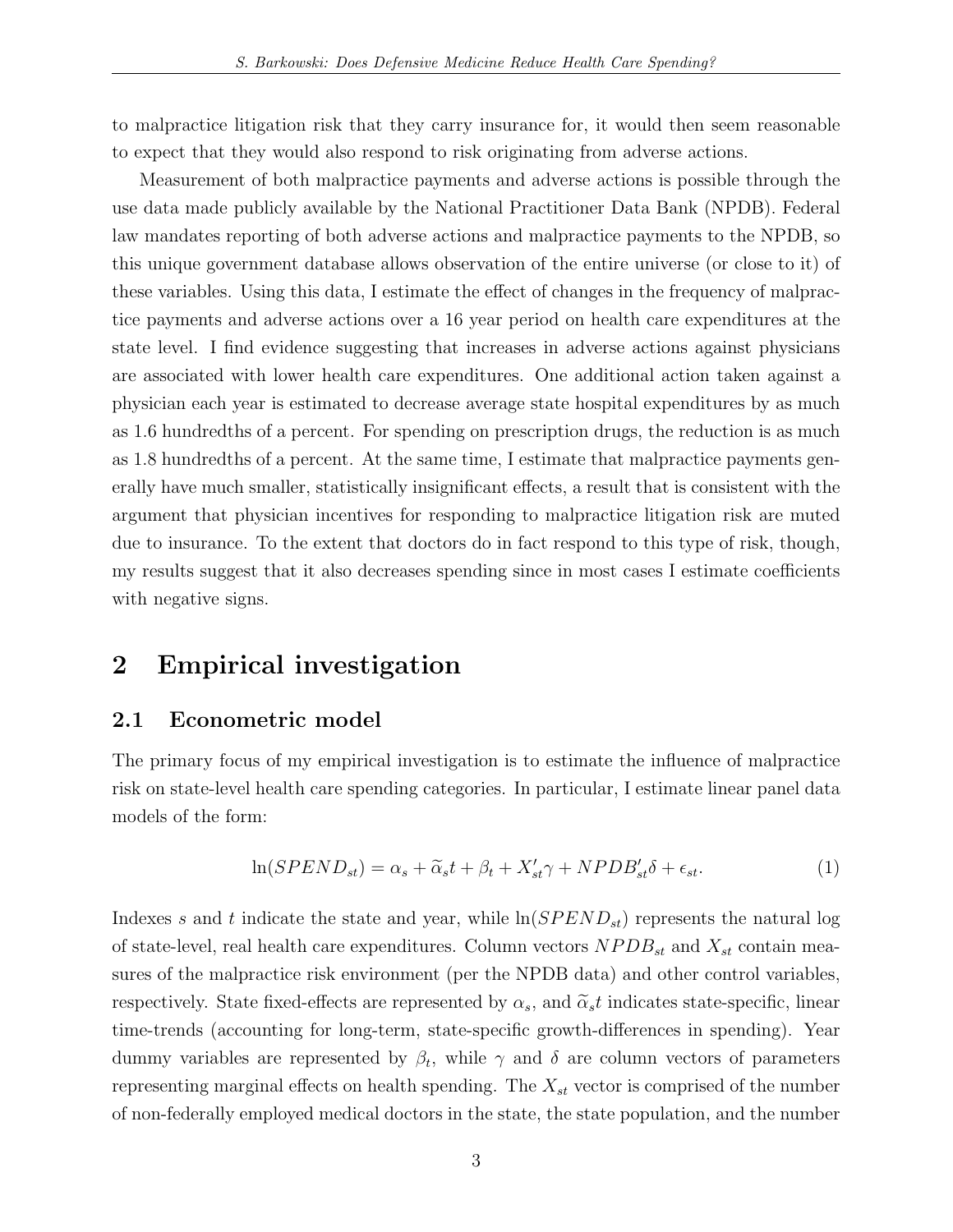to malpractice litigation risk that they carry insurance for, it would then seem reasonable to expect that they would also respond to risk originating from adverse actions.

Measurement of both malpractice payments and adverse actions is possible through the use data made publicly available by the National Practitioner Data Bank (NPDB). Federal law mandates reporting of both adverse actions and malpractice payments to the NPDB, so this unique government database allows observation of the entire universe (or close to it) of these variables. Using this data, I estimate the effect of changes in the frequency of malpractice payments and adverse actions over a 16 year period on health care expenditures at the state level. I find evidence suggesting that increases in adverse actions against physicians are associated with lower health care expenditures. One additional action taken against a physician each year is estimated to decrease average state hospital expenditures by as much as 1.6 hundredths of a percent. For spending on prescription drugs, the reduction is as much as 1.8 hundredths of a percent. At the same time, I estimate that malpractice payments generally have much smaller, statistically insignificant effects, a result that is consistent with the argument that physician incentives for responding to malpractice litigation risk are muted due to insurance. To the extent that doctors do in fact respond to this type of risk, though, my results suggest that it also decreases spending since in most cases I estimate coefficients with negative signs.

# 2 Empirical investigation

## 2.1 Econometric model

The primary focus of my empirical investigation is to estimate the influence of malpractice risk on state-level health care spending categories. In particular, I estimate linear panel data models of the form:

$$\ln(SPEND_{st}) = \alpha_s + \widetilde{\alpha}_s t + \beta_t + X_{st}'\gamma + NPDB_{st}'\delta + \epsilon_{st}. \tag{1}$$

Indexes $s$ and $t$ indicate the state and year, while $\ln(SPEND_{st})$ represents the natural log of state-level, real health care expenditures. Column vectors $NPDB_{st}$ and $X_{st}$ contain measures of the malpractice risk environment (per the NPDB data) and other control variables, respectively. State fixed-effects are represented by $\alpha_s$, and $\widetilde{\alpha}_s t$ indicates state-specific, linear time-trends (accounting for long-term, state-specific growth-differences in spending). Year dummy variables are represented by $\beta_t$, while $\gamma$ and $\delta$ are column vectors of parameters representing marginal effects on health spending. The $X_{st}$ vector is comprised of the number of non-federally employed medical doctors in the state, the state population, and the number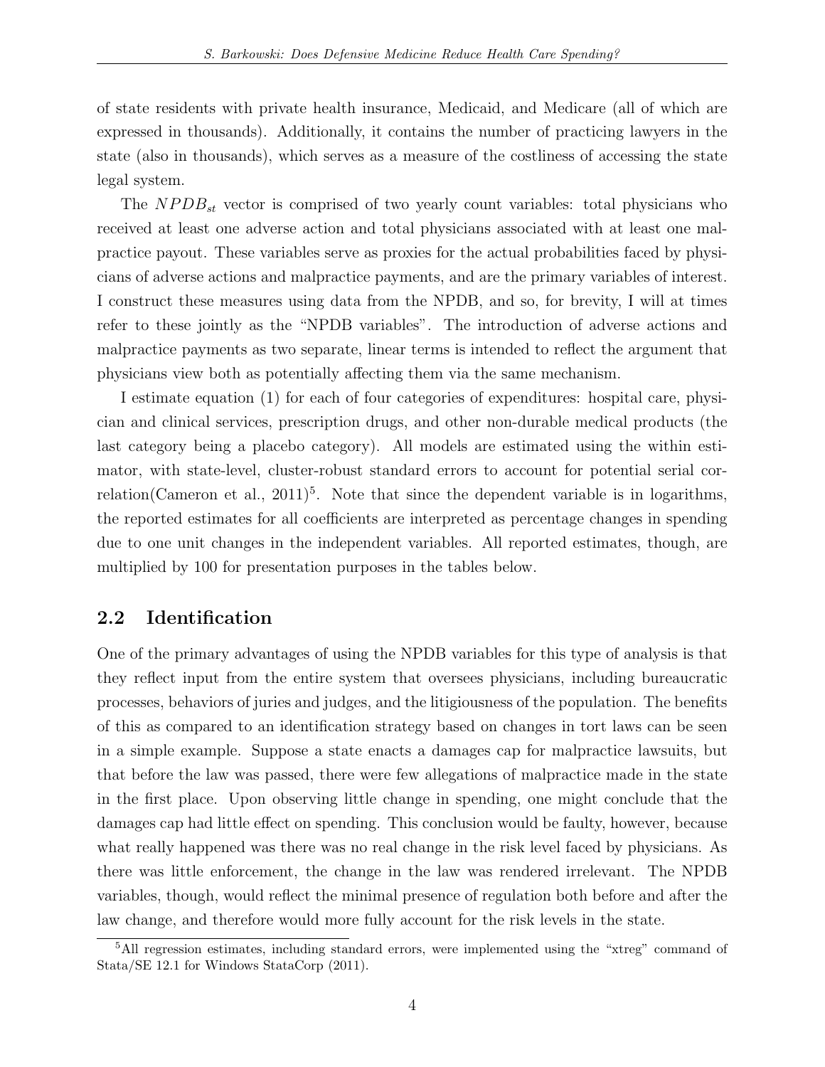of state residents with private health insurance, Medicaid, and Medicare (all of which are expressed in thousands). Additionally, it contains the number of practicing lawyers in the state (also in thousands), which serves as a measure of the costliness of accessing the state legal system.

The $NPDB_{st}$ vector is comprised of two yearly count variables: total physicians who received at least one adverse action and total physicians associated with at least one malpractice payout. These variables serve as proxies for the actual probabilities faced by physicians of adverse actions and malpractice payments, and are the primary variables of interest. I construct these measures using data from the NPDB, and so, for brevity, I will at times refer to these jointly as the "NPDB variables". The introduction of adverse actions and malpractice payments as two separate, linear terms is intended to reflect the argument that physicians view both as potentially affecting them via the same mechanism.

I estimate equation (1) for each of four categories of expenditures: hospital care, physician and clinical services, prescription drugs, and other non-durable medical products (the last category being a placebo category). All models are estimated using the within estimator, with state-level, cluster-robust standard errors to account for potential serial correlation(Cameron et al., 2011)[5]. Note that since the dependent variable is in logarithms, the reported estimates for all coefficients are interpreted as percentage changes in spending due to one unit changes in the independent variables. All reported estimates, though, are multiplied by 100 for presentation purposes in the tables below.

## 2.2 Identification

One of the primary advantages of using the NPDB variables for this type of analysis is that they reflect input from the entire system that oversees physicians, including bureaucratic processes, behaviors of juries and judges, and the litigiousness of the population. The benefits of this as compared to an identification strategy based on changes in tort laws can be seen in a simple example. Suppose a state enacts a damages cap for malpractice lawsuits, but that before the law was passed, there were few allegations of malpractice made in the state in the first place. Upon observing little change in spending, one might conclude that the damages cap had little effect on spending. This conclusion would be faulty, however, because what really happened was there was no real change in the risk level faced by physicians. As there was little enforcement, the change in the law was rendered irrelevant. The NPDB variables, though, would reflect the minimal presence of regulation both before and after the law change, and therefore would more fully account for the risk levels in the state.

[5] All regression estimates, including standard errors, were implemented using the "xtreg" command of Stata/SE 12.1 for Windows StataCorp (2011).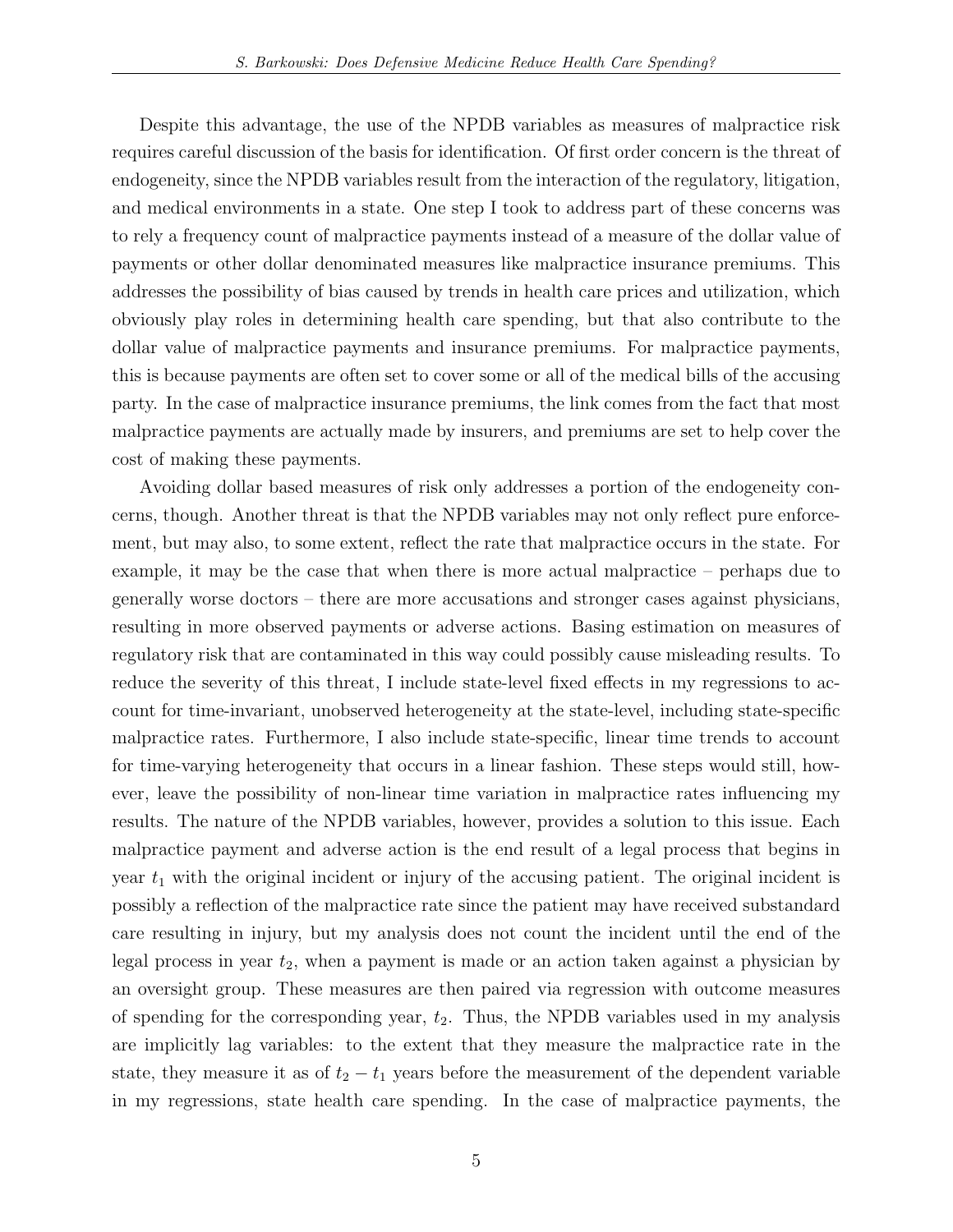Despite this advantage, the use of the NPDB variables as measures of malpractice risk requires careful discussion of the basis for identification. Of first order concern is the threat of endogeneity, since the NPDB variables result from the interaction of the regulatory, litigation, and medical environments in a state. One step I took to address part of these concerns was to rely a frequency count of malpractice payments instead of a measure of the dollar value of payments or other dollar denominated measures like malpractice insurance premiums. This addresses the possibility of bias caused by trends in health care prices and utilization, which obviously play roles in determining health care spending, but that also contribute to the dollar value of malpractice payments and insurance premiums. For malpractice payments, this is because payments are often set to cover some or all of the medical bills of the accusing party. In the case of malpractice insurance premiums, the link comes from the fact that most malpractice payments are actually made by insurers, and premiums are set to help cover the cost of making these payments.

Avoiding dollar based measures of risk only addresses a portion of the endogeneity concerns, though. Another threat is that the NPDB variables may not only reflect pure enforcement, but may also, to some extent, reflect the rate that malpractice occurs in the state. For example, it may be the case that when there is more actual malpractice – perhaps due to generally worse doctors – there are more accusations and stronger cases against physicians, resulting in more observed payments or adverse actions. Basing estimation on measures of regulatory risk that are contaminated in this way could possibly cause misleading results. To reduce the severity of this threat, I include state-level fixed effects in my regressions to account for time-invariant, unobserved heterogeneity at the state-level, including state-specific malpractice rates. Furthermore, I also include state-specific, linear time trends to account for time-varying heterogeneity that occurs in a linear fashion. These steps would still, however, leave the possibility of non-linear time variation in malpractice rates influencing my results. The nature of the NPDB variables, however, provides a solution to this issue. Each malpractice payment and adverse action is the end result of a legal process that begins in year $t_1$ with the original incident or injury of the accusing patient. The original incident is possibly a reflection of the malpractice rate since the patient may have received substandard care resulting in injury, but my analysis does not count the incident until the end of the legal process in year $t_2$, when a payment is made or an action taken against a physician by an oversight group. These measures are then paired via regression with outcome measures of spending for the corresponding year, $t_2$. Thus, the NPDB variables used in my analysis are implicitly lag variables: to the extent that they measure the malpractice rate in the state, they measure it as of $t_2 - t_1$ years before the measurement of the dependent variable in my regressions, state health care spending. In the case of malpractice payments, the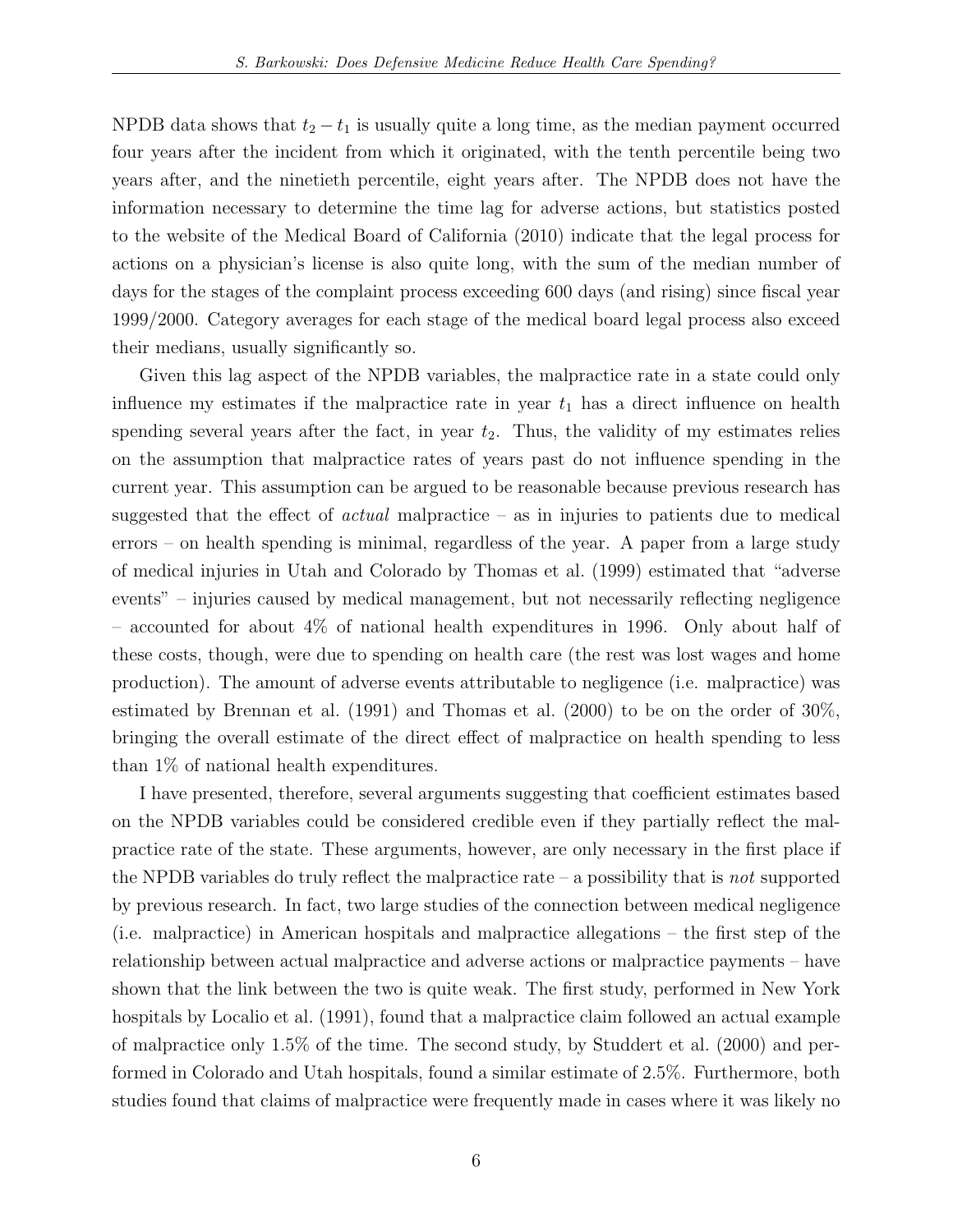NPDB data shows that $t_2 - t_1$ is usually quite a long time, as the median payment occurred four years after the incident from which it originated, with the tenth percentile being two years after, and the ninetieth percentile, eight years after. The NPDB does not have the information necessary to determine the time lag for adverse actions, but statistics posted to the website of the Medical Board of California (2010) indicate that the legal process for actions on a physician's license is also quite long, with the sum of the median number of days for the stages of the complaint process exceeding 600 days (and rising) since fiscal year 1999/2000. Category averages for each stage of the medical board legal process also exceed their medians, usually significantly so.

Given this lag aspect of the NPDB variables, the malpractice rate in a state could only influence my estimates if the malpractice rate in year $t_1$ has a direct influence on health spending several years after the fact, in year $t_2$. Thus, the validity of my estimates relies on the assumption that malpractice rates of years past do not influence spending in the current year. This assumption can be argued to be reasonable because previous research has suggested that the effect of *actual* malpractice – as in injuries to patients due to medical errors – on health spending is minimal, regardless of the year. A paper from a large study of medical injuries in Utah and Colorado by Thomas et al. (1999) estimated that "adverse events" – injuries caused by medical management, but not necessarily reflecting negligence – accounted for about 4% of national health expenditures in 1996. Only about half of these costs, though, were due to spending on health care (the rest was lost wages and home production). The amount of adverse events attributable to negligence (i.e. malpractice) was estimated by Brennan et al. (1991) and Thomas et al. (2000) to be on the order of 30%, bringing the overall estimate of the direct effect of malpractice on health spending to less than 1% of national health expenditures.

I have presented, therefore, several arguments suggesting that coefficient estimates based on the NPDB variables could be considered credible even if they partially reflect the malpractice rate of the state. These arguments, however, are only necessary in the first place if the NPDB variables do truly reflect the malpractice rate – a possibility that is *not* supported by previous research. In fact, two large studies of the connection between medical negligence (i.e. malpractice) in American hospitals and malpractice allegations – the first step of the relationship between actual malpractice and adverse actions or malpractice payments – have shown that the link between the two is quite weak. The first study, performed in New York hospitals by Localio et al. (1991), found that a malpractice claim followed an actual example of malpractice only 1.5% of the time. The second study, by Studdert et al. (2000) and performed in Colorado and Utah hospitals, found a similar estimate of 2.5%. Furthermore, both studies found that claims of malpractice were frequently made in cases where it was likely no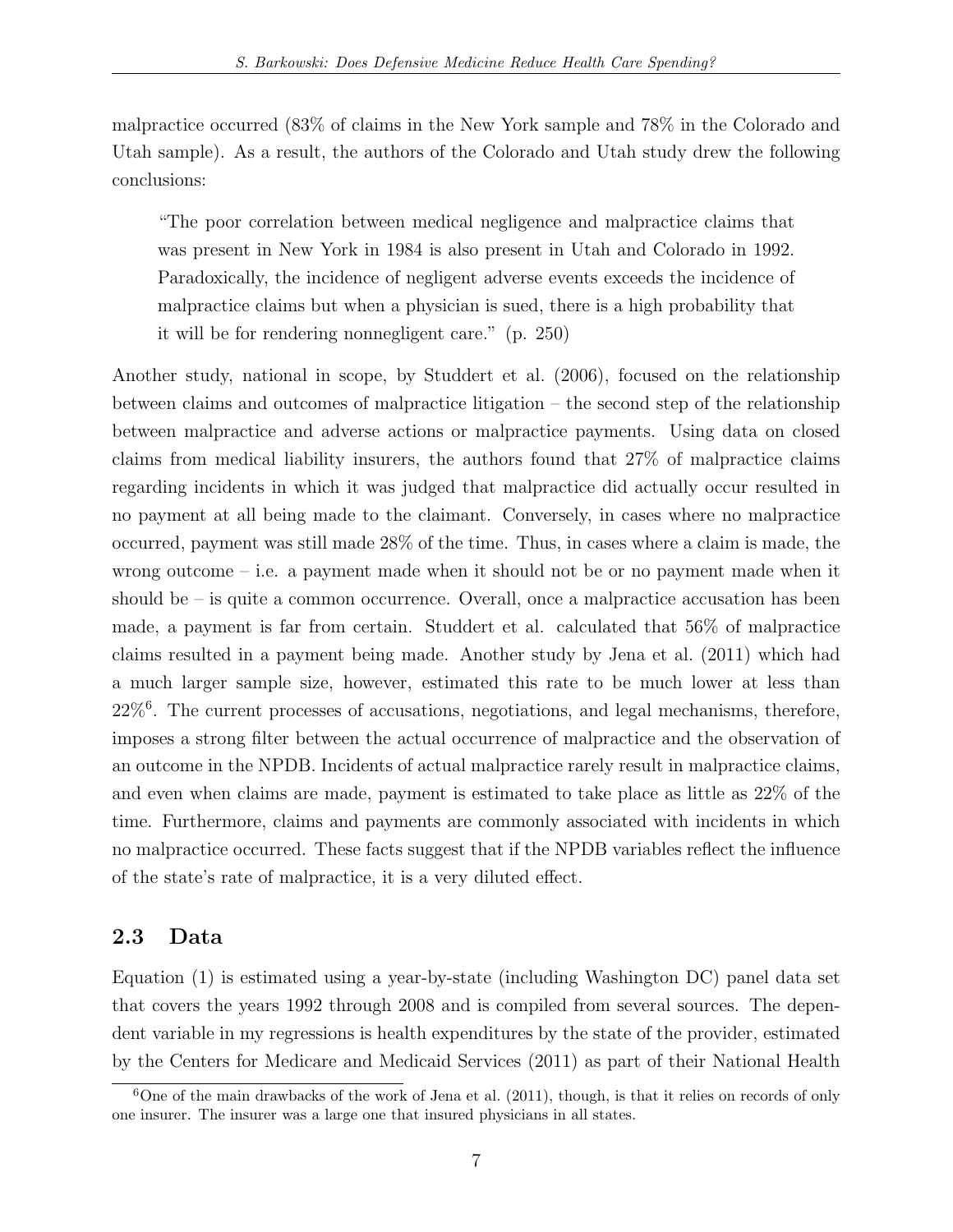malpractice occurred (83% of claims in the New York sample and 78% in the Colorado and Utah sample). As a result, the authors of the Colorado and Utah study drew the following conclusions:

> "The poor correlation between medical negligence and malpractice claims that was present in New York in 1984 is also present in Utah and Colorado in 1992. Paradoxically, the incidence of negligent adverse events exceeds the incidence of malpractice claims but when a physician is sued, there is a high probability that it will be for rendering nonnegligent care." (p. 250)

Another study, national in scope, by Studdert et al. (2006), focused on the relationship between claims and outcomes of malpractice litigation – the second step of the relationship between malpractice and adverse actions or malpractice payments. Using data on closed claims from medical liability insurers, the authors found that 27% of malpractice claims regarding incidents in which it was judged that malpractice did actually occur resulted in no payment at all being made to the claimant. Conversely, in cases where no malpractice occurred, payment was still made 28% of the time. Thus, in cases where a claim is made, the wrong outcome – i.e. a payment made when it should not be or no payment made when it should be – is quite a common occurrence. Overall, once a malpractice accusation has been made, a payment is far from certain. Studdert et al. calculated that 56% of malpractice claims resulted in a payment being made. Another study by Jena et al. (2011) which had a much larger sample size, however, estimated this rate to be much lower at less than 22%[6]. The current processes of accusations, negotiations, and legal mechanisms, therefore, imposes a strong filter between the actual occurrence of malpractice and the observation of an outcome in the NPDB. Incidents of actual malpractice rarely result in malpractice claims, and even when claims are made, payment is estimated to take place as little as 22% of the time. Furthermore, claims and payments are commonly associated with incidents in which no malpractice occurred. These facts suggest that if the NPDB variables reflect the influence of the state's rate of malpractice, it is a very diluted effect.

## 2.3 Data

Equation (1) is estimated using a year-by-state (including Washington DC) panel data set that covers the years 1992 through 2008 and is compiled from several sources. The dependent variable in my regressions is health expenditures by the state of the provider, estimated by the Centers for Medicare and Medicaid Services (2011) as part of their National Health

[6] One of the main drawbacks of the work of Jena et al. (2011), though, is that it relies on records of only one insurer. The insurer was a large one that insured physicians in all states.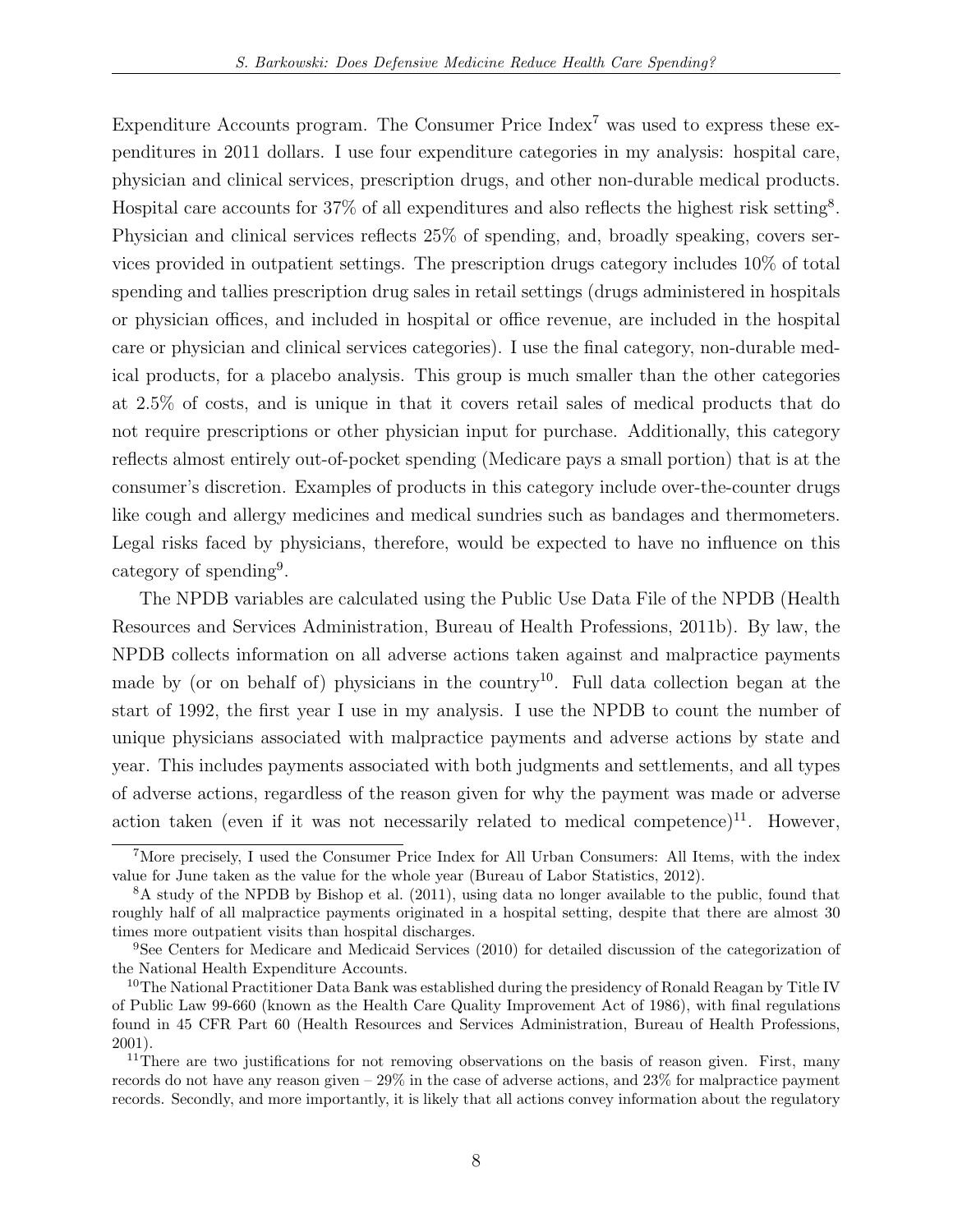Expenditure Accounts program. The Consumer Price Index[7] was used to express these expenditures in 2011 dollars. I use four expenditure categories in my analysis: hospital care, physician and clinical services, prescription drugs, and other non-durable medical products. Hospital care accounts for 37% of all expenditures and also reflects the highest risk setting[8]. Physician and clinical services reflects 25% of spending, and, broadly speaking, covers services provided in outpatient settings. The prescription drugs category includes 10% of total spending and tallies prescription drug sales in retail settings (drugs administered in hospitals or physician offices, and included in hospital or office revenue, are included in the hospital care or physician and clinical services categories). I use the final category, non-durable medical products, for a placebo analysis. This group is much smaller than the other categories at 2.5% of costs, and is unique in that it covers retail sales of medical products that do not require prescriptions or other physician input for purchase. Additionally, this category reflects almost entirely out-of-pocket spending (Medicare pays a small portion) that is at the consumer's discretion. Examples of products in this category include over-the-counter drugs like cough and allergy medicines and medical sundries such as bandages and thermometers. Legal risks faced by physicians, therefore, would be expected to have no influence on this category of spending[9].

The NPDB variables are calculated using the Public Use Data File of the NPDB (Health Resources and Services Administration, Bureau of Health Professions, 2011b). By law, the NPDB collects information on all adverse actions taken against and malpractice payments made by (or on behalf of) physicians in the country[10]. Full data collection began at the start of 1992, the first year I use in my analysis. I use the NPDB to count the number of unique physicians associated with malpractice payments and adverse actions by state and year. This includes payments associated with both judgments and settlements, and all types of adverse actions, regardless of the reason given for why the payment was made or adverse action taken (even if it was not necessarily related to medical competence)[11]. However,

[7] More precisely, I used the Consumer Price Index for All Urban Consumers: All Items, with the index value for June taken as the value for the whole year (Bureau of Labor Statistics, 2012).

[8] A study of the NPDB by Bishop et al. (2011), using data no longer available to the public, found that roughly half of all malpractice payments originated in a hospital setting, despite that there are almost 30 times more outpatient visits than hospital discharges.

[9] See Centers for Medicare and Medicaid Services (2010) for detailed discussion of the categorization of the National Health Expenditure Accounts.

[10] The National Practitioner Data Bank was established during the presidency of Ronald Reagan by Title IV of Public Law 99-660 (known as the Health Care Quality Improvement Act of 1986), with final regulations found in 45 CFR Part 60 (Health Resources and Services Administration, Bureau of Health Professions, 2001).

[11] There are two justifications for not removing observations on the basis of reason given. First, many records do not have any reason given – 29% in the case of adverse actions, and 23% for malpractice payment records. Secondly, and more importantly, it is likely that all actions convey information about the regulatory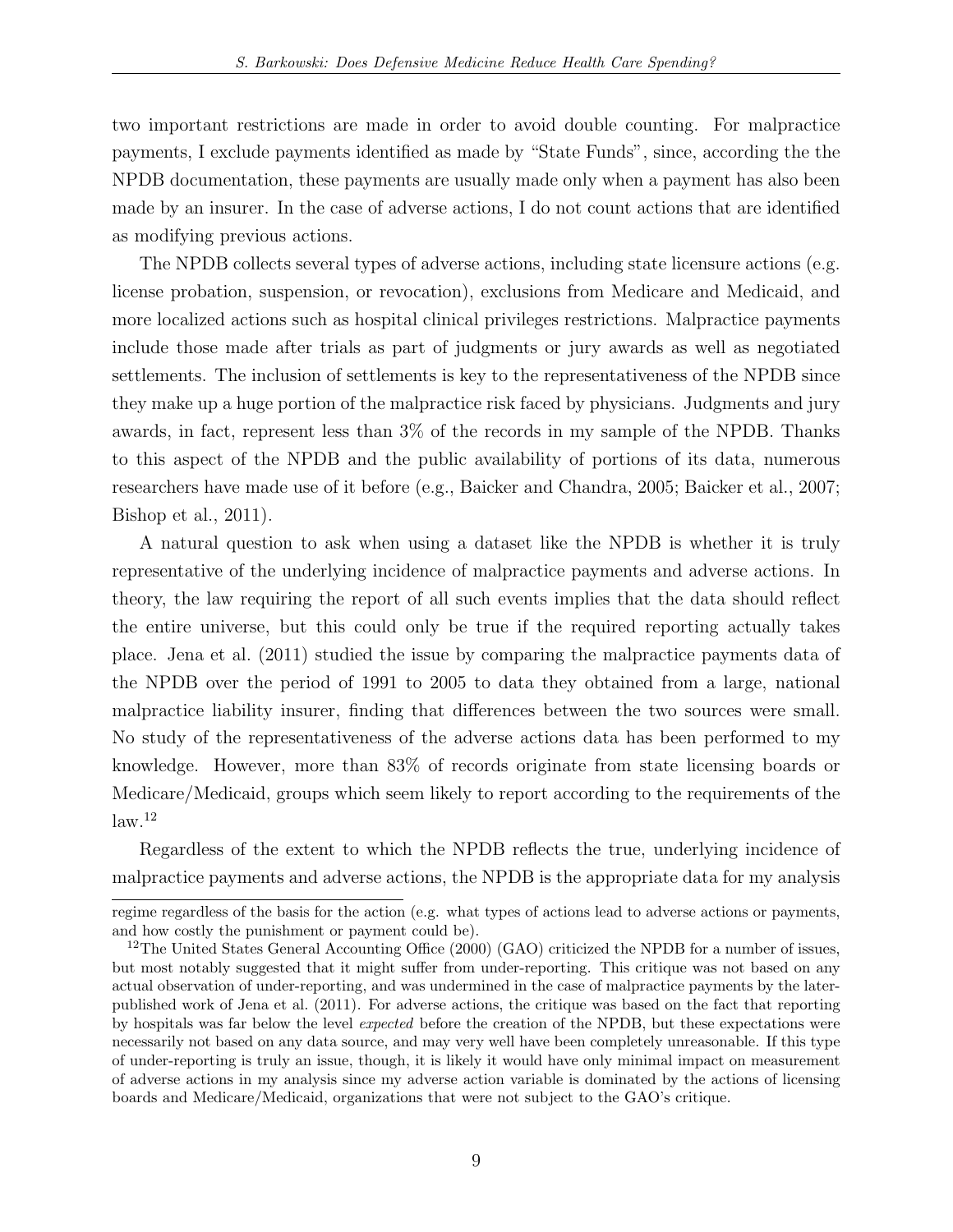two important restrictions are made in order to avoid double counting. For malpractice payments, I exclude payments identified as made by "State Funds", since, according the the NPDB documentation, these payments are usually made only when a payment has also been made by an insurer. In the case of adverse actions, I do not count actions that are identified as modifying previous actions.

The NPDB collects several types of adverse actions, including state licensure actions (e.g. license probation, suspension, or revocation), exclusions from Medicare and Medicaid, and more localized actions such as hospital clinical privileges restrictions. Malpractice payments include those made after trials as part of judgments or jury awards as well as negotiated settlements. The inclusion of settlements is key to the representativeness of the NPDB since they make up a huge portion of the malpractice risk faced by physicians. Judgments and jury awards, in fact, represent less than 3% of the records in my sample of the NPDB. Thanks to this aspect of the NPDB and the public availability of portions of its data, numerous researchers have made use of it before (e.g., Baicker and Chandra, 2005; Baicker et al., 2007; Bishop et al., 2011).

A natural question to ask when using a dataset like the NPDB is whether it is truly representative of the underlying incidence of malpractice payments and adverse actions. In theory, the law requiring the report of all such events implies that the data should reflect the entire universe, but this could only be true if the required reporting actually takes place. Jena et al. (2011) studied the issue by comparing the malpractice payments data of the NPDB over the period of 1991 to 2005 to data they obtained from a large, national malpractice liability insurer, finding that differences between the two sources were small. No study of the representativeness of the adverse actions data has been performed to my knowledge. However, more than 83% of records originate from state licensing boards or Medicare/Medicaid, groups which seem likely to report according to the requirements of the law.[12]

Regardless of the extent to which the NPDB reflects the true, underlying incidence of malpractice payments and adverse actions, the NPDB is the appropriate data for my analysis

regime regardless of the basis for the action (e.g. what types of actions lead to adverse actions or payments, and how costly the punishment or payment could be).

[12] The United States General Accounting Office (2000) (GAO) criticized the NPDB for a number of issues, but most notably suggested that it might suffer from under-reporting. This critique was not based on any actual observation of under-reporting, and was undermined in the case of malpractice payments by the later-published work of Jena et al. (2011). For adverse actions, the critique was based on the fact that reporting by hospitals was far below the level *expected* before the creation of the NPDB, but these expectations were necessarily not based on any data source, and may very well have been completely unreasonable. If this type of under-reporting is truly an issue, though, it is likely it would have only minimal impact on measurement of adverse actions in my analysis since my adverse action variable is dominated by the actions of licensing boards and Medicare/Medicaid, organizations that were not subject to the GAO's critique.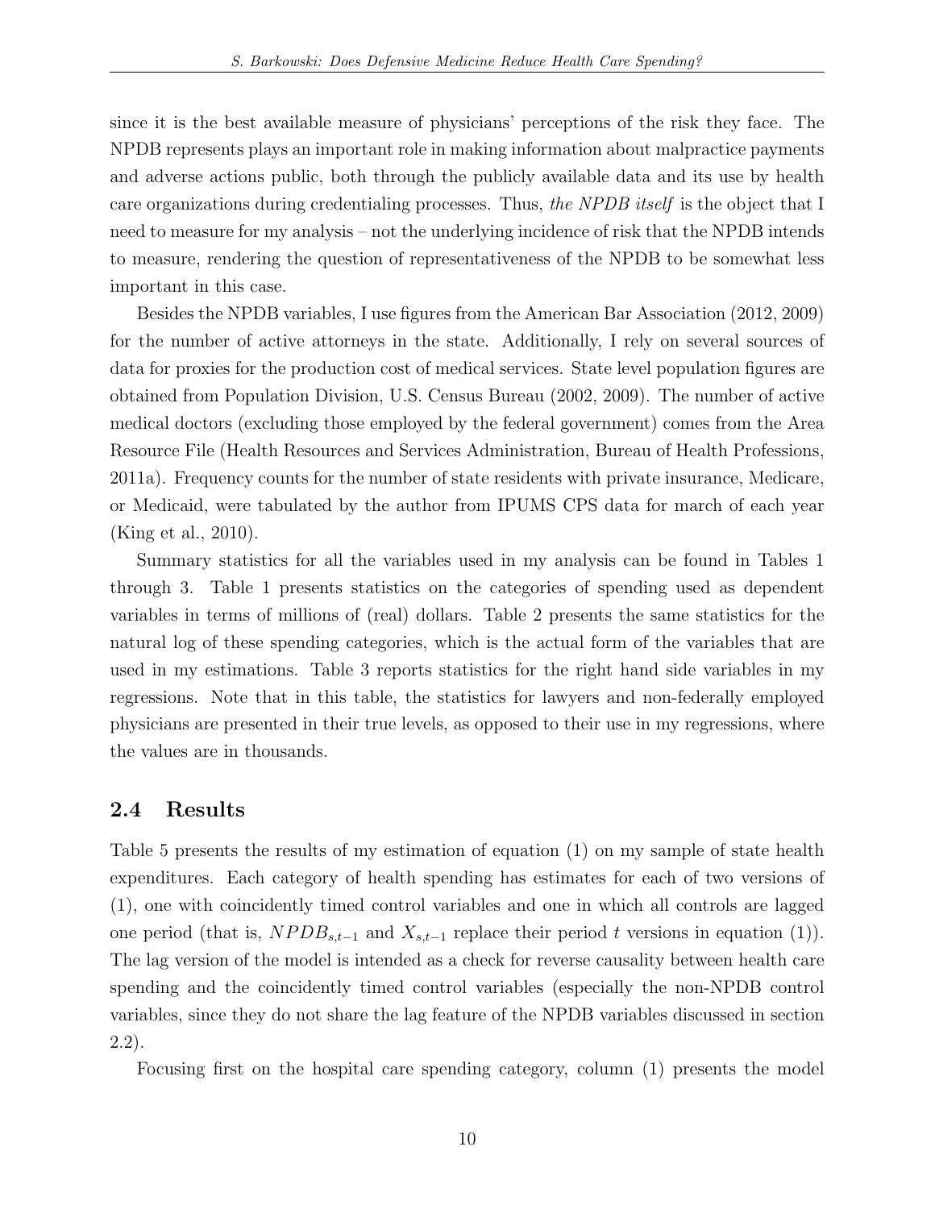since it is the best available measure of physicians' perceptions of the risk they face. The NPDB represents plays an important role in making information about malpractice payments and adverse actions public, both through the publicly available data and its use by health care organizations during credentialing processes. Thus, *the NPDB itself* is the object that I need to measure for my analysis – not the underlying incidence of risk that the NPDB intends to measure, rendering the question of representativeness of the NPDB to be somewhat less important in this case.

Besides the NPDB variables, I use figures from the American Bar Association (2012, 2009) for the number of active attorneys in the state. Additionally, I rely on several sources of data for proxies for the production cost of medical services. State level population figures are obtained from Population Division, U.S. Census Bureau (2002, 2009). The number of active medical doctors (excluding those employed by the federal government) comes from the Area Resource File (Health Resources and Services Administration, Bureau of Health Professions, 2011a). Frequency counts for the number of state residents with private insurance, Medicare, or Medicaid, were tabulated by the author from IPUMS CPS data for march of each year (King et al., 2010).

Summary statistics for all the variables used in my analysis can be found in Tables 1 through 3. Table 1 presents statistics on the categories of spending used as dependent variables in terms of millions of (real) dollars. Table 2 presents the same statistics for the natural log of these spending categories, which is the actual form of the variables that are used in my estimations. Table 3 reports statistics for the right hand side variables in my regressions. Note that in this table, the statistics for lawyers and non-federally employed physicians are presented in their true levels, as opposed to their use in my regressions, where the values are in thousands.

## 2.4 Results

Table 5 presents the results of my estimation of equation (1) on my sample of state health expenditures. Each category of health spending has estimates for each of two versions of (1), one with coincidently timed control variables and one in which all controls are lagged one period (that is, $NPDB_{s,t-1}$ and $X_{s,t-1}$ replace their period $t$ versions in equation (1)). The lag version of the model is intended as a check for reverse causality between health care spending and the coincidently timed control variables (especially the non-NPDB control variables, since they do not share the lag feature of the NPDB variables discussed in section 2.2).

Focusing first on the hospital care spending category, column (1) presents the model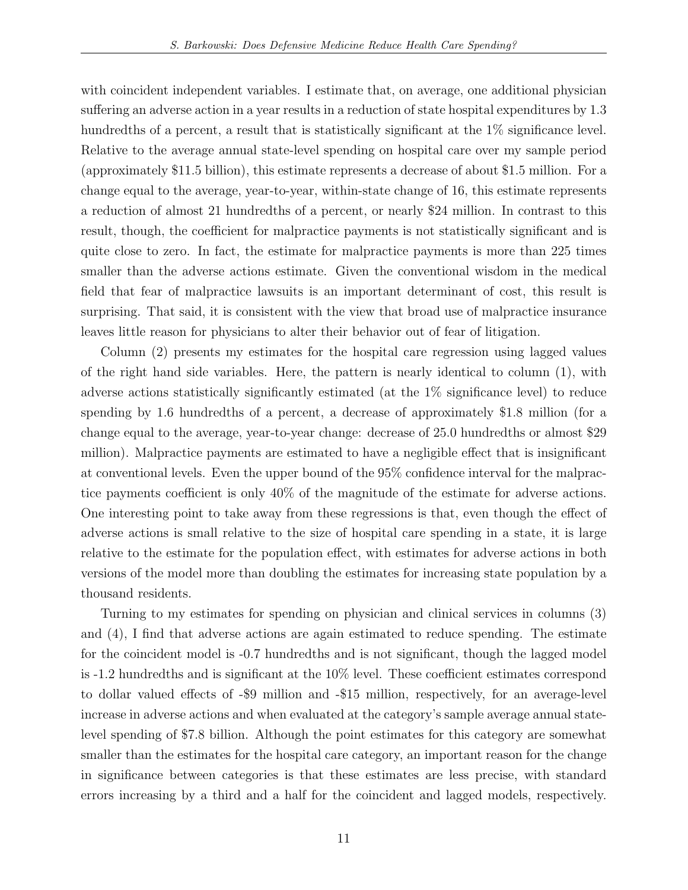with coincident independent variables. I estimate that, on average, one additional physician suffering an adverse action in a year results in a reduction of state hospital expenditures by 1.3 hundredths of a percent, a result that is statistically significant at the 1% significance level. Relative to the average annual state-level spending on hospital care over my sample period (approximately $11.5 billion), this estimate represents a decrease of about $1.5 million. For a change equal to the average, year-to-year, within-state change of 16, this estimate represents a reduction of almost 21 hundredths of a percent, or nearly $24 million. In contrast to this result, though, the coefficient for malpractice payments is not statistically significant and is quite close to zero. In fact, the estimate for malpractice payments is more than 225 times smaller than the adverse actions estimate. Given the conventional wisdom in the medical field that fear of malpractice lawsuits is an important determinant of cost, this result is surprising. That said, it is consistent with the view that broad use of malpractice insurance leaves little reason for physicians to alter their behavior out of fear of litigation.

Column (2) presents my estimates for the hospital care regression using lagged values of the right hand side variables. Here, the pattern is nearly identical to column (1), with adverse actions statistically significantly estimated (at the 1% significance level) to reduce spending by 1.6 hundredths of a percent, a decrease of approximately $1.8 million (for a change equal to the average, year-to-year change: decrease of 25.0 hundredths or almost $29 million). Malpractice payments are estimated to have a negligible effect that is insignificant at conventional levels. Even the upper bound of the 95% confidence interval for the malpractice payments coefficient is only 40% of the magnitude of the estimate for adverse actions. One interesting point to take away from these regressions is that, even though the effect of adverse actions is small relative to the size of hospital care spending in a state, it is large relative to the estimate for the population effect, with estimates for adverse actions in both versions of the model more than doubling the estimates for increasing state population by a thousand residents.

Turning to my estimates for spending on physician and clinical services in columns (3) and (4), I find that adverse actions are again estimated to reduce spending. The estimate for the coincident model is -0.7 hundredths and is not significant, though the lagged model is -1.2 hundredths and is significant at the 10% level. These coefficient estimates correspond to dollar valued effects of -$9 million and -$15 million, respectively, for an average-level increase in adverse actions and when evaluated at the category's sample average annual state-level spending of $7.8 billion. Although the point estimates for this category are somewhat smaller than the estimates for the hospital care category, an important reason for the change in significance between categories is that these estimates are less precise, with standard errors increasing by a third and a half for the coincident and lagged models, respectively.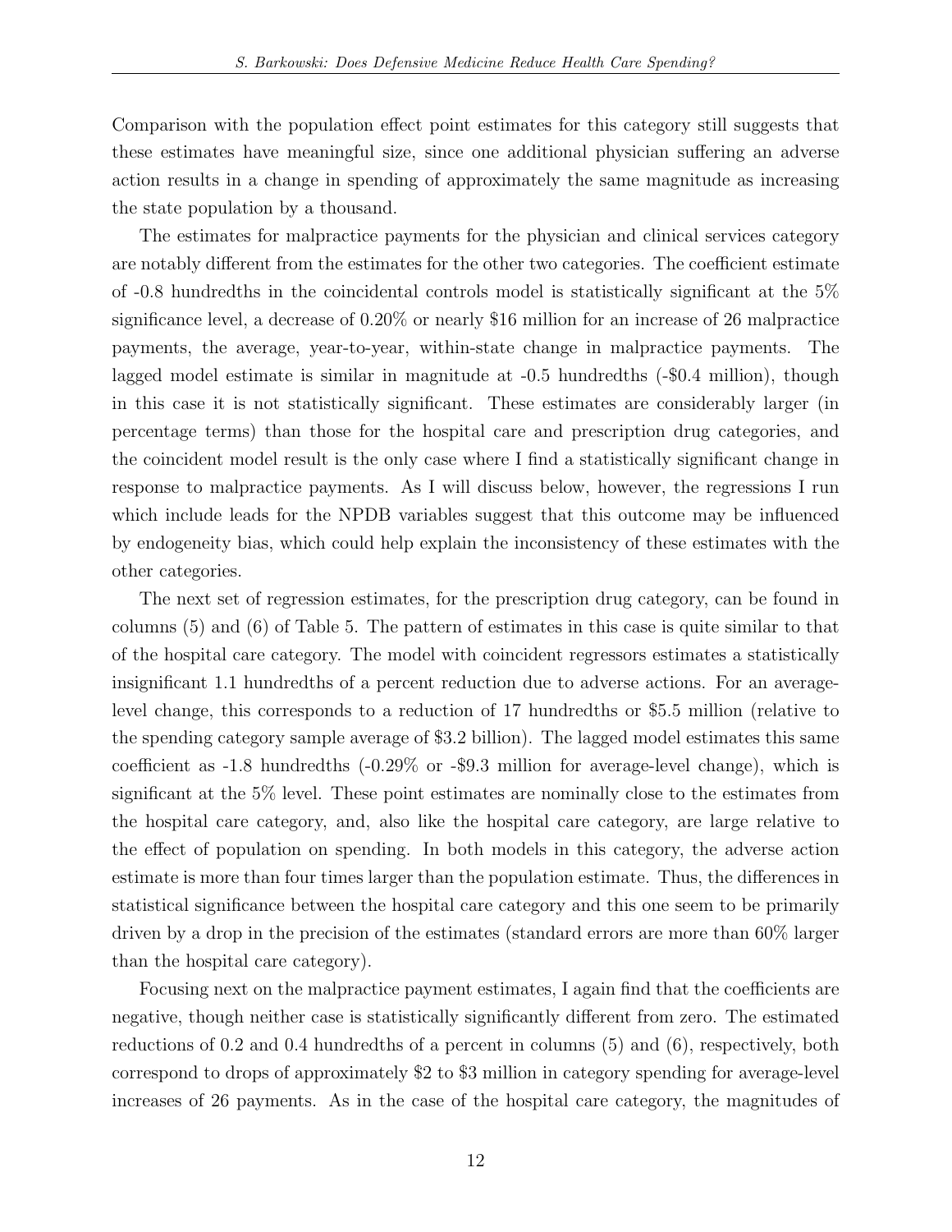Comparison with the population effect point estimates for this category still suggests that these estimates have meaningful size, since one additional physician suffering an adverse action results in a change in spending of approximately the same magnitude as increasing the state population by a thousand.

The estimates for malpractice payments for the physician and clinical services category are notably different from the estimates for the other two categories. The coefficient estimate of -0.8 hundredths in the coincidental controls model is statistically significant at the 5% significance level, a decrease of 0.20% or nearly $16 million for an increase of 26 malpractice payments, the average, year-to-year, within-state change in malpractice payments. The lagged model estimate is similar in magnitude at -0.5 hundredths (-$0.4 million), though in this case it is not statistically significant. These estimates are considerably larger (in percentage terms) than those for the hospital care and prescription drug categories, and the coincident model result is the only case where I find a statistically significant change in response to malpractice payments. As I will discuss below, however, the regressions I run which include leads for the NPDB variables suggest that this outcome may be influenced by endogeneity bias, which could help explain the inconsistency of these estimates with the other categories.

The next set of regression estimates, for the prescription drug category, can be found in columns (5) and (6) of Table 5. The pattern of estimates in this case is quite similar to that of the hospital care category. The model with coincident regressors estimates a statistically insignificant 1.1 hundredths of a percent reduction due to adverse actions. For an average-level change, this corresponds to a reduction of 17 hundredths or $5.5 million (relative to the spending category sample average of $3.2 billion). The lagged model estimates this same coefficient as -1.8 hundredths (-0.29% or -$9.3 million for average-level change), which is significant at the 5% level. These point estimates are nominally close to the estimates from the hospital care category, and, also like the hospital care category, are large relative to the effect of population on spending. In both models in this category, the adverse action estimate is more than four times larger than the population estimate. Thus, the differences in statistical significance between the hospital care category and this one seem to be primarily driven by a drop in the precision of the estimates (standard errors are more than 60% larger than the hospital care category).

Focusing next on the malpractice payment estimates, I again find that the coefficients are negative, though neither case is statistically significantly different from zero. The estimated reductions of 0.2 and 0.4 hundredths of a percent in columns (5) and (6), respectively, both correspond to drops of approximately $2 to $3 million in category spending for average-level increases of 26 payments. As in the case of the hospital care category, the magnitudes of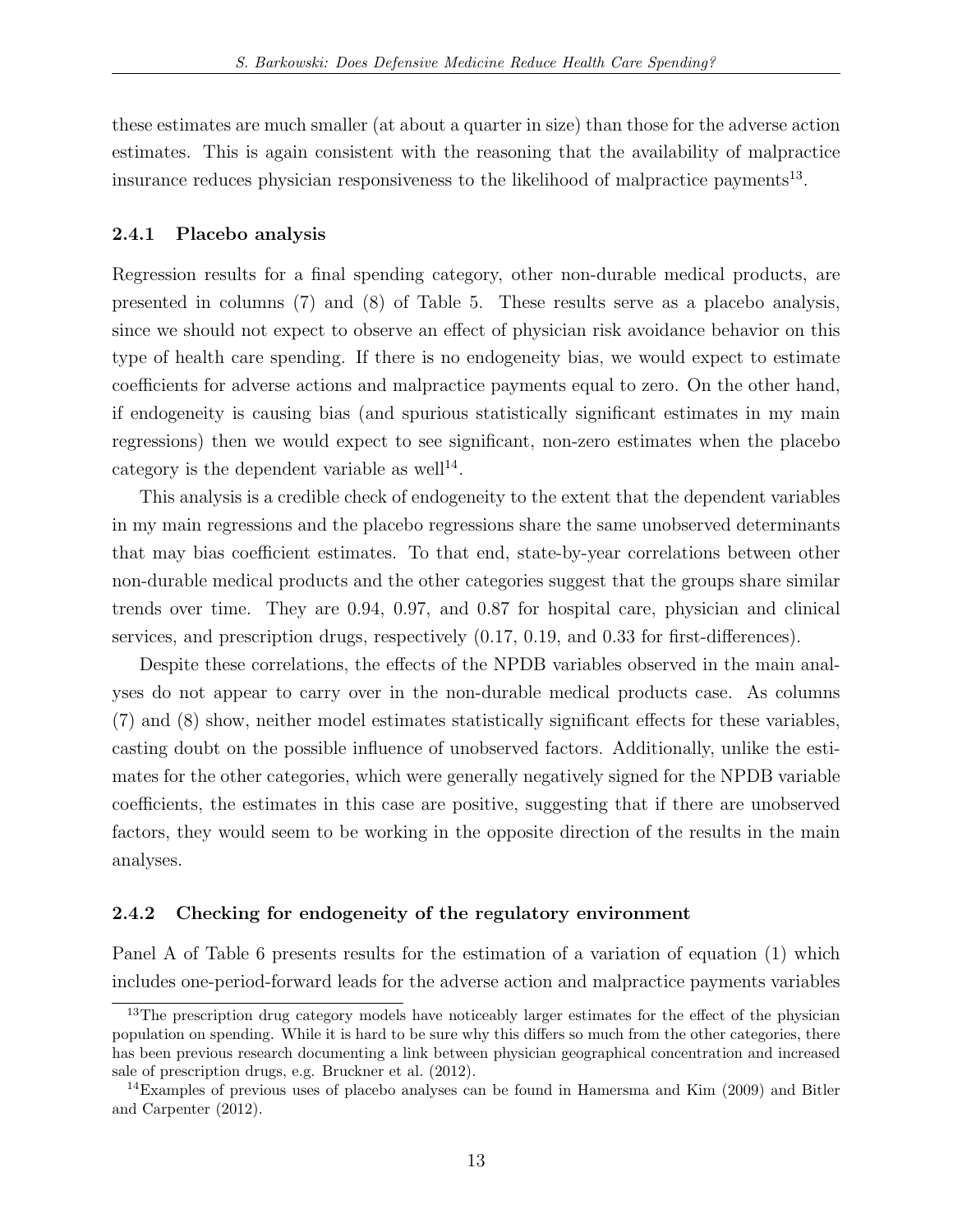these estimates are much smaller (at about a quarter in size) than those for the adverse action estimates. This is again consistent with the reasoning that the availability of malpractice insurance reduces physician responsiveness to the likelihood of malpractice payments[13].

### 2.4.1 Placebo analysis

Regression results for a final spending category, other non-durable medical products, are presented in columns (7) and (8) of Table 5. These results serve as a placebo analysis, since we should not expect to observe an effect of physician risk avoidance behavior on this type of health care spending. If there is no endogeneity bias, we would expect to estimate coefficients for adverse actions and malpractice payments equal to zero. On the other hand, if endogeneity is causing bias (and spurious statistically significant estimates in my main regressions) then we would expect to see significant, non-zero estimates when the placebo category is the dependent variable as well[14].

This analysis is a credible check of endogeneity to the extent that the dependent variables in my main regressions and the placebo regressions share the same unobserved determinants that may bias coefficient estimates. To that end, state-by-year correlations between other non-durable medical products and the other categories suggest that the groups share similar trends over time. They are 0.94, 0.97, and 0.87 for hospital care, physician and clinical services, and prescription drugs, respectively (0.17, 0.19, and 0.33 for first-differences).

Despite these correlations, the effects of the NPDB variables observed in the main analyses do not appear to carry over in the non-durable medical products case. As columns (7) and (8) show, neither model estimates statistically significant effects for these variables, casting doubt on the possible influence of unobserved factors. Additionally, unlike the estimates for the other categories, which were generally negatively signed for the NPDB variable coefficients, the estimates in this case are positive, suggesting that if there are unobserved factors, they would seem to be working in the opposite direction of the results in the main analyses.

### 2.4.2 Checking for endogeneity of the regulatory environment

Panel A of Table 6 presents results for the estimation of a variation of equation (1) which includes one-period-forward leads for the adverse action and malpractice payments variables

[13] The prescription drug category models have noticeably larger estimates for the effect of the physician population on spending. While it is hard to be sure why this differs so much from the other categories, there has been previous research documenting a link between physician geographical concentration and increased sale of prescription drugs, e.g. Bruckner et al. (2012).

[14] Examples of previous uses of placebo analyses can be found in Hamersma and Kim (2009) and Bitler and Carpenter (2012).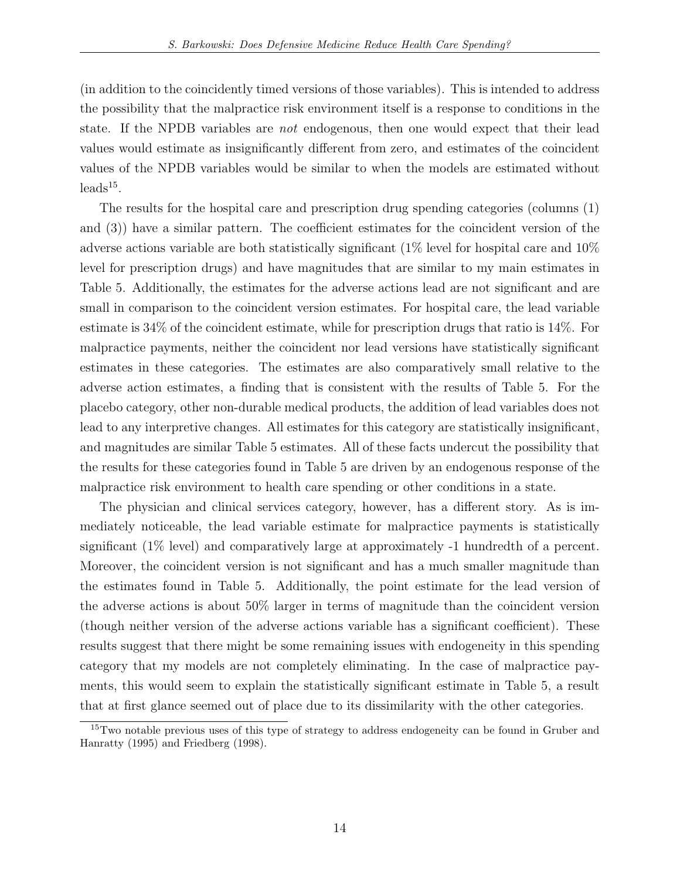(in addition to the coincidently timed versions of those variables). This is intended to address the possibility that the malpractice risk environment itself is a response to conditions in the state. If the NPDB variables are *not* endogenous, then one would expect that their lead values would estimate as insignificantly different from zero, and estimates of the coincident values of the NPDB variables would be similar to when the models are estimated without leads[15].

The results for the hospital care and prescription drug spending categories (columns (1) and (3)) have a similar pattern. The coefficient estimates for the coincident version of the adverse actions variable are both statistically significant (1% level for hospital care and 10% level for prescription drugs) and have magnitudes that are similar to my main estimates in Table 5. Additionally, the estimates for the adverse actions lead are not significant and are small in comparison to the coincident version estimates. For hospital care, the lead variable estimate is 34% of the coincident estimate, while for prescription drugs that ratio is 14%. For malpractice payments, neither the coincident nor lead versions have statistically significant estimates in these categories. The estimates are also comparatively small relative to the adverse action estimates, a finding that is consistent with the results of Table 5. For the placebo category, other non-durable medical products, the addition of lead variables does not lead to any interpretive changes. All estimates for this category are statistically insignificant, and magnitudes are similar Table 5 estimates. All of these facts undercut the possibility that the results for these categories found in Table 5 are driven by an endogenous response of the malpractice risk environment to health care spending or other conditions in a state.

The physician and clinical services category, however, has a different story. As is immediately noticeable, the lead variable estimate for malpractice payments is statistically significant (1% level) and comparatively large at approximately -1 hundredth of a percent. Moreover, the coincident version is not significant and has a much smaller magnitude than the estimates found in Table 5. Additionally, the point estimate for the lead version of the adverse actions is about 50% larger in terms of magnitude than the coincident version (though neither version of the adverse actions variable has a significant coefficient). These results suggest that there might be some remaining issues with endogeneity in this spending category that my models are not completely eliminating. In the case of malpractice payments, this would seem to explain the statistically significant estimate in Table 5, a result that at first glance seemed out of place due to its dissimilarity with the other categories.

[15] Two notable previous uses of this type of strategy to address endogeneity can be found in Gruber and Hanratty (1995) and Friedberg (1998).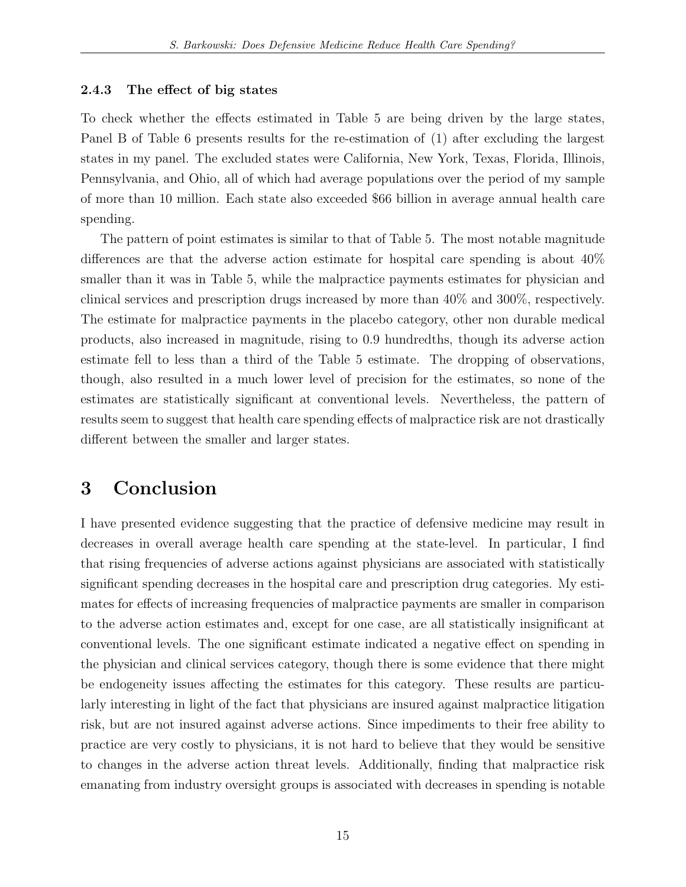### 2.4.3 The effect of big states

To check whether the effects estimated in Table 5 are being driven by the large states, Panel B of Table 6 presents results for the re-estimation of (1) after excluding the largest states in my panel. The excluded states were California, New York, Texas, Florida, Illinois, Pennsylvania, and Ohio, all of which had average populations over the period of my sample of more than 10 million. Each state also exceeded $66 billion in average annual health care spending.

The pattern of point estimates is similar to that of Table 5. The most notable magnitude differences are that the adverse action estimate for hospital care spending is about 40% smaller than it was in Table 5, while the malpractice payments estimates for physician and clinical services and prescription drugs increased by more than 40% and 300%, respectively. The estimate for malpractice payments in the placebo category, other non durable medical products, also increased in magnitude, rising to 0.9 hundredths, though its adverse action estimate fell to less than a third of the Table 5 estimate. The dropping of observations, though, also resulted in a much lower level of precision for the estimates, so none of the estimates are statistically significant at conventional levels. Nevertheless, the pattern of results seem to suggest that health care spending effects of malpractice risk are not drastically different between the smaller and larger states.

# 3 Conclusion

I have presented evidence suggesting that the practice of defensive medicine may result in decreases in overall average health care spending at the state-level. In particular, I find that rising frequencies of adverse actions against physicians are associated with statistically significant spending decreases in the hospital care and prescription drug categories. My estimates for effects of increasing frequencies of malpractice payments are smaller in comparison to the adverse action estimates and, except for one case, are all statistically insignificant at conventional levels. The one significant estimate indicated a negative effect on spending in the physician and clinical services category, though there is some evidence that there might be endogeneity issues affecting the estimates for this category. These results are particularly interesting in light of the fact that physicians are insured against malpractice litigation risk, but are not insured against adverse actions. Since impediments to their free ability to practice are very costly to physicians, it is not hard to believe that they would be sensitive to changes in the adverse action threat levels. Additionally, finding that malpractice risk emanating from industry oversight groups is associated with decreases in spending is notable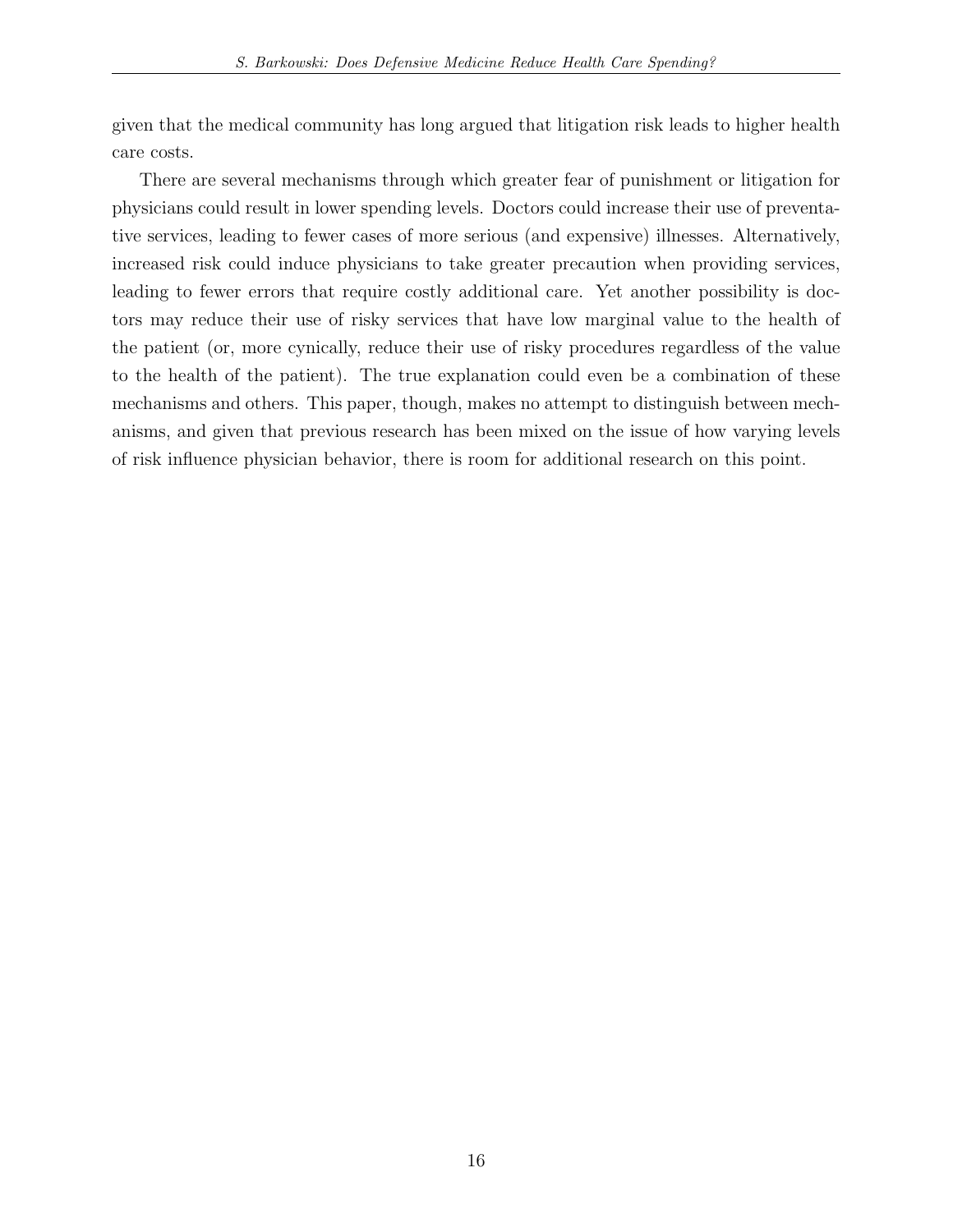given that the medical community has long argued that litigation risk leads to higher health care costs.

There are several mechanisms through which greater fear of punishment or litigation for physicians could result in lower spending levels. Doctors could increase their use of preventative services, leading to fewer cases of more serious (and expensive) illnesses. Alternatively, increased risk could induce physicians to take greater precaution when providing services, leading to fewer errors that require costly additional care. Yet another possibility is doctors may reduce their use of risky services that have low marginal value to the health of the patient (or, more cynically, reduce their use of risky procedures regardless of the value to the health of the patient). The true explanation could even be a combination of these mechanisms and others. This paper, though, makes no attempt to distinguish between mechanisms, and given that previous research has been mixed on the issue of how varying levels of risk influence physician behavior, there is room for additional research on this point.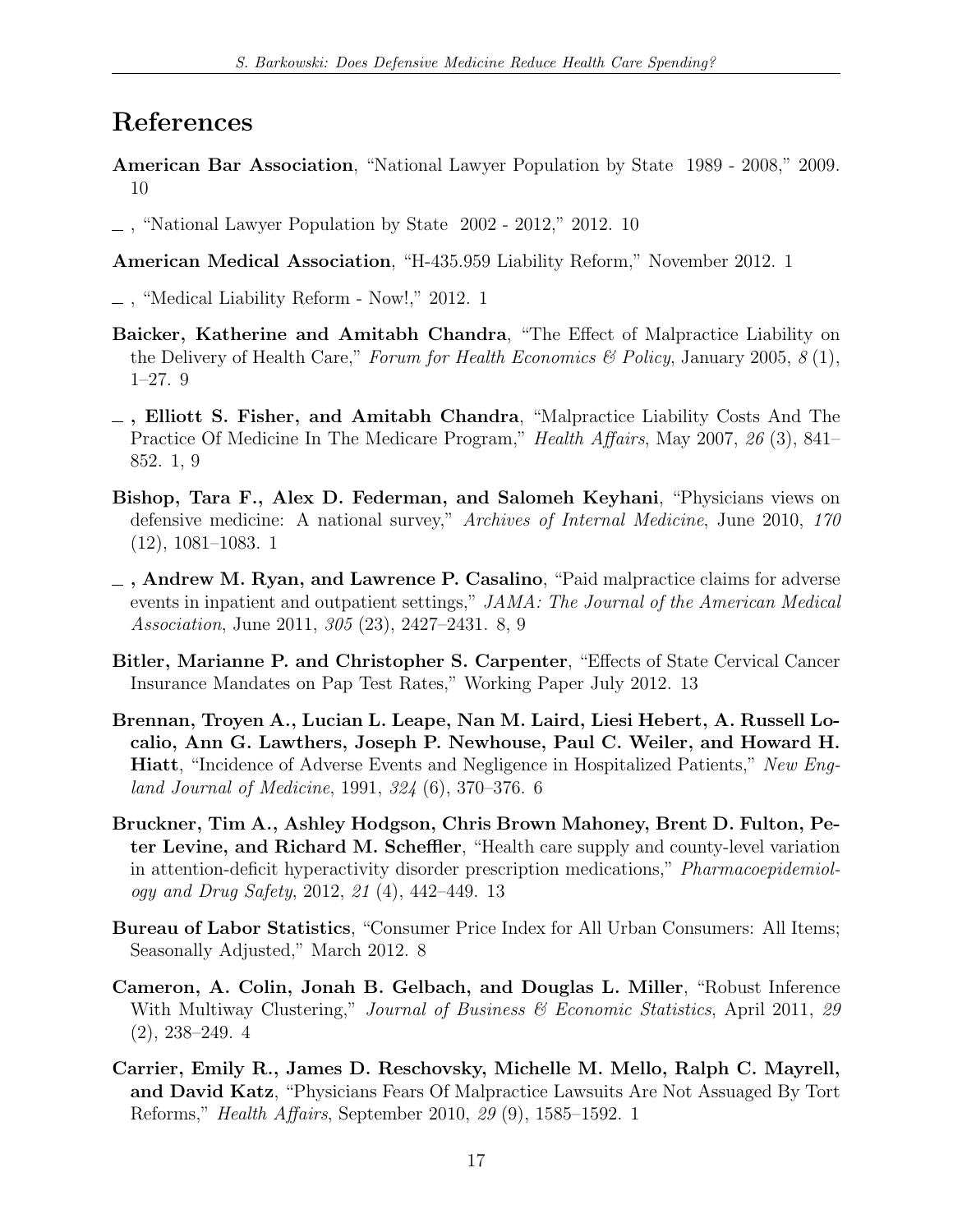# References

**American Bar Association**, "National Lawyer Population by State 1989 - 2008," 2009. 10

_ , "National Lawyer Population by State 2002 - 2012," 2012. 10

**American Medical Association**, "H-435.959 Liability Reform," November 2012. 1

_ , "Medical Liability Reform - Now!," 2012. 1

**Baicker, Katherine and Amitabh Chandra**, "The Effect of Malpractice Liability on the Delivery of Health Care," *Forum for Health Economics & Policy*, January 2005, *8* (1), 1–27. 9

_ **, Elliott S. Fisher, and Amitabh Chandra**, "Malpractice Liability Costs And The Practice Of Medicine In The Medicare Program," *Health Affairs*, May 2007, *26* (3), 841–852. 1, 9

**Bishop, Tara F., Alex D. Federman, and Salomeh Keyhani**, "Physicians views on defensive medicine: A national survey," *Archives of Internal Medicine*, June 2010, *170* (12), 1081–1083. 1

_ **, Andrew M. Ryan, and Lawrence P. Casalino**, "Paid malpractice claims for adverse events in inpatient and outpatient settings," *JAMA: The Journal of the American Medical Association*, June 2011, *305* (23), 2427–2431. 8, 9

**Bitler, Marianne P. and Christopher S. Carpenter**, "Effects of State Cervical Cancer Insurance Mandates on Pap Test Rates," Working Paper July 2012. 13

**Brennan, Troyen A., Lucian L. Leape, Nan M. Laird, Liesi Hebert, A. Russell Localio, Ann G. Lawthers, Joseph P. Newhouse, Paul C. Weiler, and Howard H. Hiatt**, "Incidence of Adverse Events and Negligence in Hospitalized Patients," *New England Journal of Medicine*, 1991, *324* (6), 370–376. 6

**Bruckner, Tim A., Ashley Hodgson, Chris Brown Mahoney, Brent D. Fulton, Peter Levine, and Richard M. Scheffler**, "Health care supply and county-level variation in attention-deficit hyperactivity disorder prescription medications," *Pharmacoepidemiology and Drug Safety*, 2012, *21* (4), 442–449. 13

**Bureau of Labor Statistics**, "Consumer Price Index for All Urban Consumers: All Items; Seasonally Adjusted," March 2012. 8

**Cameron, A. Colin, Jonah B. Gelbach, and Douglas L. Miller**, "Robust Inference With Multiway Clustering," *Journal of Business & Economic Statistics*, April 2011, *29* (2), 238–249. 4

**Carrier, Emily R., James D. Reschovsky, Michelle M. Mello, Ralph C. Mayrell, and David Katz**, "Physicians Fears Of Malpractice Lawsuits Are Not Assuaged By Tort Reforms," *Health Affairs*, September 2010, *29* (9), 1585–1592. 1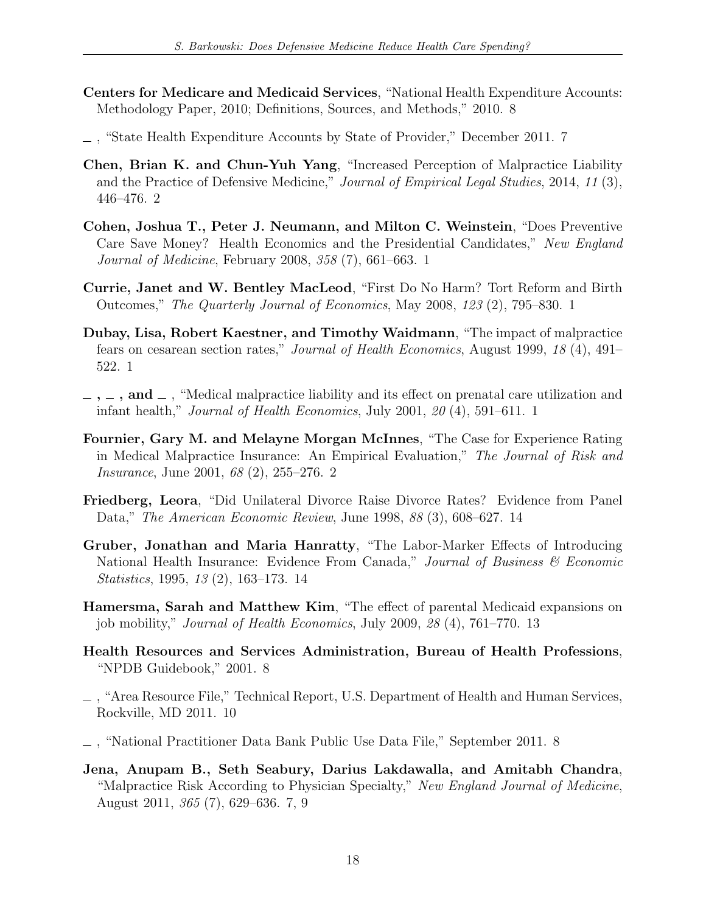**Centers for Medicare and Medicaid Services**, "National Health Expenditure Accounts: Methodology Paper, 2010; Definitions, Sources, and Methods," 2010. 8

_ , "State Health Expenditure Accounts by State of Provider," December 2011. 7

**Chen, Brian K. and Chun-Yuh Yang**, "Increased Perception of Malpractice Liability and the Practice of Defensive Medicine," *Journal of Empirical Legal Studies*, 2014, *11* (3), 446–476. 2

**Cohen, Joshua T., Peter J. Neumann, and Milton C. Weinstein**, "Does Preventive Care Save Money? Health Economics and the Presidential Candidates," *New England Journal of Medicine*, February 2008, *358* (7), 661–663. 1

**Currie, Janet and W. Bentley MacLeod**, "First Do No Harm? Tort Reform and Birth Outcomes," *The Quarterly Journal of Economics*, May 2008, *123* (2), 795–830. 1

**Dubay, Lisa, Robert Kaestner, and Timothy Waidmann**, "The impact of malpractice fears on cesarean section rates," *Journal of Health Economics*, August 1999, *18* (4), 491–522. 1

_ **,** _ **, and** _ , "Medical malpractice liability and its effect on prenatal care utilization and infant health," *Journal of Health Economics*, July 2001, *20* (4), 591–611. 1

**Fournier, Gary M. and Melayne Morgan McInnes**, "The Case for Experience Rating in Medical Malpractice Insurance: An Empirical Evaluation," *The Journal of Risk and Insurance*, June 2001, *68* (2), 255–276. 2

**Friedberg, Leora**, "Did Unilateral Divorce Raise Divorce Rates? Evidence from Panel Data," *The American Economic Review*, June 1998, *88* (3), 608–627. 14

**Gruber, Jonathan and Maria Hanratty**, "The Labor-Marker Effects of Introducing National Health Insurance: Evidence From Canada," *Journal of Business & Economic Statistics*, 1995, *13* (2), 163–173. 14

**Hamersma, Sarah and Matthew Kim**, "The effect of parental Medicaid expansions on job mobility," *Journal of Health Economics*, July 2009, *28* (4), 761–770. 13

**Health Resources and Services Administration, Bureau of Health Professions**, "NPDB Guidebook," 2001. 8

_ , "Area Resource File," Technical Report, U.S. Department of Health and Human Services, Rockville, MD 2011. 10

_ , "National Practitioner Data Bank Public Use Data File," September 2011. 8

**Jena, Anupam B., Seth Seabury, Darius Lakdawalla, and Amitabh Chandra**, "Malpractice Risk According to Physician Specialty," *New England Journal of Medicine*, August 2011, *365* (7), 629–636. 7, 9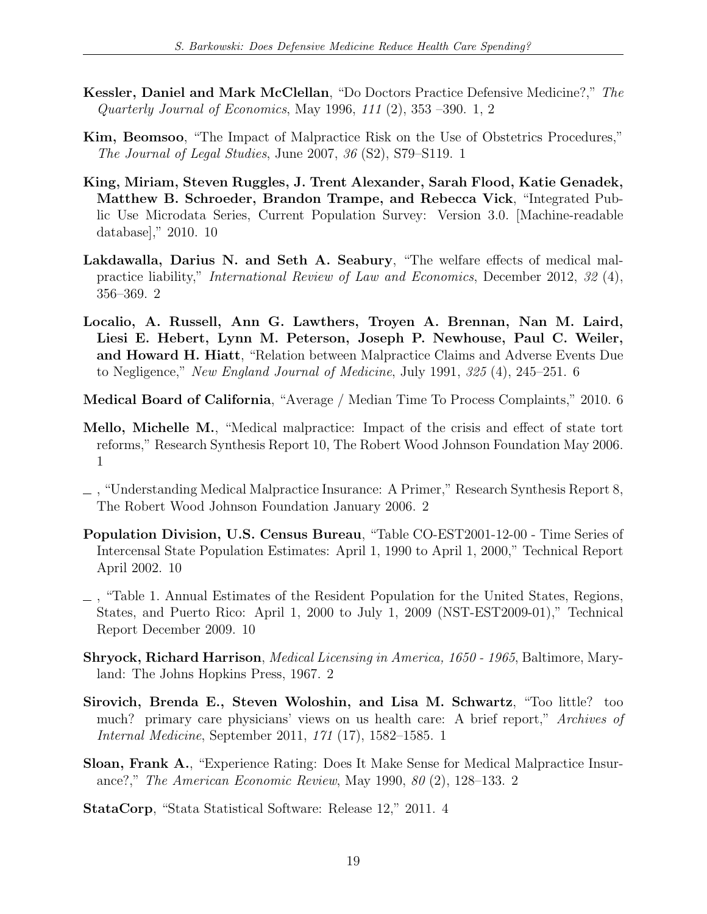**Kessler, Daniel and Mark McClellan**, "Do Doctors Practice Defensive Medicine?," *The Quarterly Journal of Economics*, May 1996, *111* (2), 353 –390. 1, 2

**Kim, Beomsoo**, "The Impact of Malpractice Risk on the Use of Obstetrics Procedures," *The Journal of Legal Studies*, June 2007, *36* (S2), S79–S119. 1

**King, Miriam, Steven Ruggles, J. Trent Alexander, Sarah Flood, Katie Genadek, Matthew B. Schroeder, Brandon Trampe, and Rebecca Vick**, "Integrated Public Use Microdata Series, Current Population Survey: Version 3.0. [Machine-readable database]," 2010. 10

**Lakdawalla, Darius N. and Seth A. Seabury**, "The welfare effects of medical malpractice liability," *International Review of Law and Economics*, December 2012, *32* (4), 356–369. 2

**Localio, A. Russell, Ann G. Lawthers, Troyen A. Brennan, Nan M. Laird, Liesi E. Hebert, Lynn M. Peterson, Joseph P. Newhouse, Paul C. Weiler, and Howard H. Hiatt**, "Relation between Malpractice Claims and Adverse Events Due to Negligence," *New England Journal of Medicine*, July 1991, *325* (4), 245–251. 6

**Medical Board of California**, "Average / Median Time To Process Complaints," 2010. 6

**Mello, Michelle M.**, "Medical malpractice: Impact of the crisis and effect of state tort reforms," Research Synthesis Report 10, The Robert Wood Johnson Foundation May 2006. 1

\_ , "Understanding Medical Malpractice Insurance: A Primer," Research Synthesis Report 8, The Robert Wood Johnson Foundation January 2006. 2

**Population Division, U.S. Census Bureau**, "Table CO-EST2001-12-00 - Time Series of Intercensal State Population Estimates: April 1, 1990 to April 1, 2000," Technical Report April 2002. 10

\_ , "Table 1. Annual Estimates of the Resident Population for the United States, Regions, States, and Puerto Rico: April 1, 2000 to July 1, 2009 (NST-EST2009-01)," Technical Report December 2009. 10

**Shryock, Richard Harrison**, *Medical Licensing in America, 1650 - 1965*, Baltimore, Maryland: The Johns Hopkins Press, 1967. 2

**Sirovich, Brenda E., Steven Woloshin, and Lisa M. Schwartz**, "Too little? too much? primary care physicians' views on us health care: A brief report," *Archives of Internal Medicine*, September 2011, *171* (17), 1582–1585. 1

**Sloan, Frank A.**, "Experience Rating: Does It Make Sense for Medical Malpractice Insurance?," *The American Economic Review*, May 1990, *80* (2), 128–133. 2

**StataCorp**, "Stata Statistical Software: Release 12," 2011. 4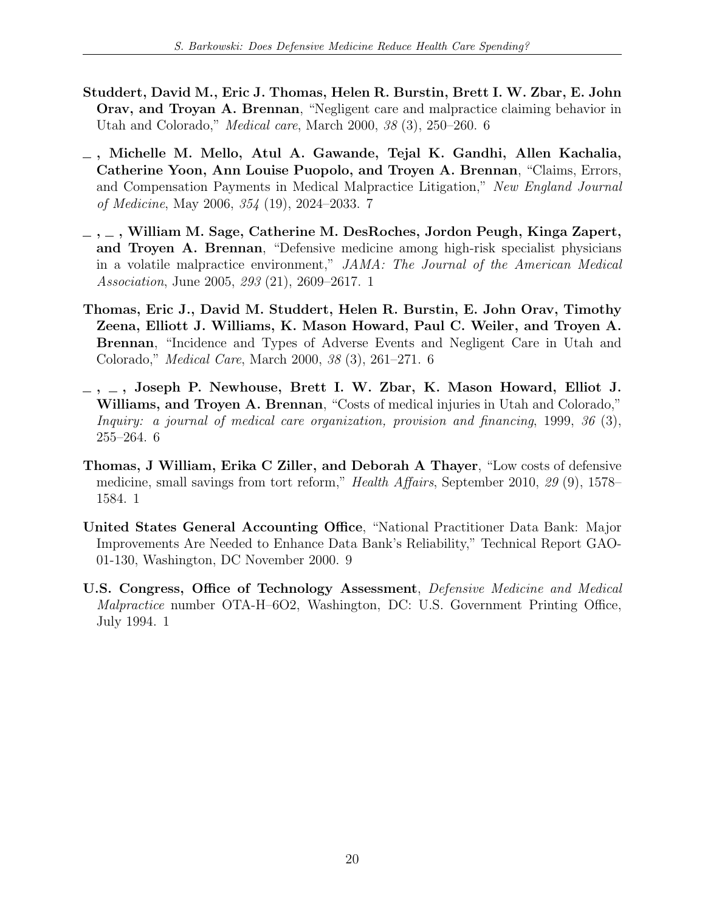**Studdert, David M., Eric J. Thomas, Helen R. Burstin, Brett I. W. Zbar, E. John Orav, and Troyan A. Brennan**, "Negligent care and malpractice claiming behavior in Utah and Colorado," *Medical care*, March 2000, *38* (3), 250–260. 6

_ **, Michelle M. Mello, Atul A. Gawande, Tejal K. Gandhi, Allen Kachalia, Catherine Yoon, Ann Louise Puopolo, and Troyen A. Brennan**, "Claims, Errors, and Compensation Payments in Medical Malpractice Litigation," *New England Journal of Medicine*, May 2006, *354* (19), 2024–2033. 7

_ **,** _ **, William M. Sage, Catherine M. DesRoches, Jordon Peugh, Kinga Zapert, and Troyen A. Brennan**, "Defensive medicine among high-risk specialist physicians in a volatile malpractice environment," *JAMA: The Journal of the American Medical Association*, June 2005, *293* (21), 2609–2617. 1

**Thomas, Eric J., David M. Studdert, Helen R. Burstin, E. John Orav, Timothy Zeena, Elliott J. Williams, K. Mason Howard, Paul C. Weiler, and Troyen A. Brennan**, "Incidence and Types of Adverse Events and Negligent Care in Utah and Colorado," *Medical Care*, March 2000, *38* (3), 261–271. 6

_ **,** _ **, Joseph P. Newhouse, Brett I. W. Zbar, K. Mason Howard, Elliot J. Williams, and Troyen A. Brennan**, "Costs of medical injuries in Utah and Colorado," *Inquiry: a journal of medical care organization, provision and financing*, 1999, *36* (3), 255–264. 6

**Thomas, J William, Erika C Ziller, and Deborah A Thayer**, "Low costs of defensive medicine, small savings from tort reform," *Health Affairs*, September 2010, *29* (9), 1578–1584. 1

**United States General Accounting Office**, "National Practitioner Data Bank: Major Improvements Are Needed to Enhance Data Bank's Reliability," Technical Report GAO-01-130, Washington, DC November 2000. 9

**U.S. Congress, Office of Technology Assessment**, *Defensive Medicine and Medical Malpractice* number OTA-H–6O2, Washington, DC: U.S. Government Printing Office, July 1994. 1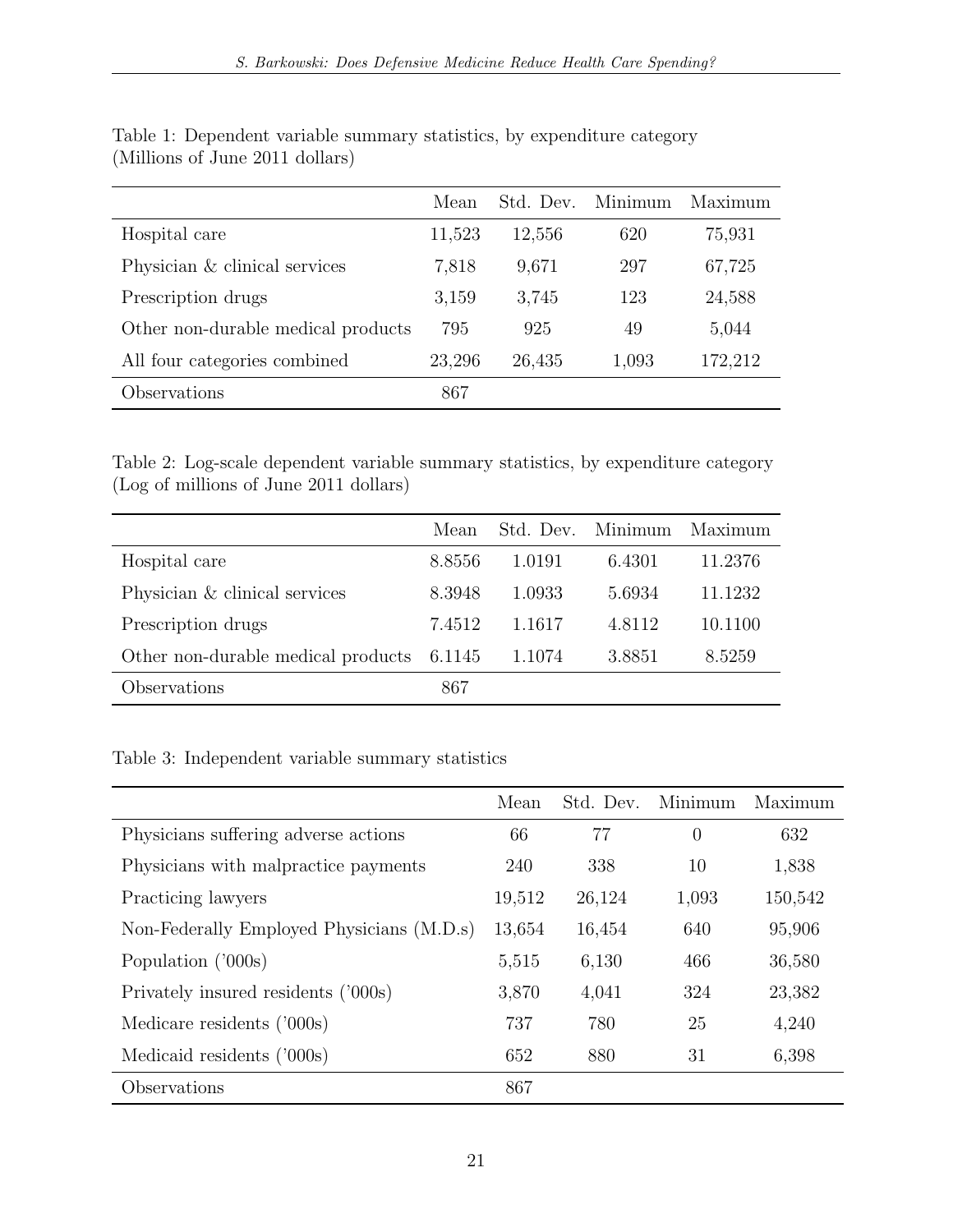Table 1: Dependent variable summary statistics, by expenditure category (Millions of June 2011 dollars)

| | Mean | Std. Dev. | Minimum | Maximum |
|---|---|---|---|---|
| Hospital care | 11,523 | 12,556 | 620 | 75,931 |
| Physician & clinical services | 7,818 | 9,671 | 297 | 67,725 |
| Prescription drugs | 3,159 | 3,745 | 123 | 24,588 |
| Other non-durable medical products | 795 | 925 | 49 | 5,044 |
| All four categories combined | 23,296 | 26,435 | 1,093 | 172,212 |
| Observations | 867 | | | |

Table 2: Log-scale dependent variable summary statistics, by expenditure category (Log of millions of June 2011 dollars)

| | Mean | Std. Dev. | Minimum | Maximum |
|---|---|---|---|---|
| Hospital care | 8.8556 | 1.0191 | 6.4301 | 11.2376 |
| Physician & clinical services | 8.3948 | 1.0933 | 5.6934 | 11.1232 |
| Prescription drugs | 7.4512 | 1.1617 | 4.8112 | 10.1100 |
| Other non-durable medical products | 6.1145 | 1.1074 | 3.8851 | 8.5259 |
| Observations | 867 | | | |

Table 3: Independent variable summary statistics

| | Mean | Std. Dev. | Minimum | Maximum |
|---|---|---|---|---|
| Physicians suffering adverse actions | 66 | 77 | 0 | 632 |
| Physicians with malpractice payments | 240 | 338 | 10 | 1,838 |
| Practicing lawyers | 19,512 | 26,124 | 1,093 | 150,542 |
| Non-Federally Employed Physicians (M.D.s) | 13,654 | 16,454 | 640 | 95,906 |
| Population ('000s) | 5,515 | 6,130 | 466 | 36,580 |
| Privately insured residents ('000s) | 3,870 | 4,041 | 324 | 23,382 |
| Medicare residents ('000s) | 737 | 780 | 25 | 4,240 |
| Medicaid residents ('000s) | 652 | 880 | 31 | 6,398 |
| Observations | 867 | | | |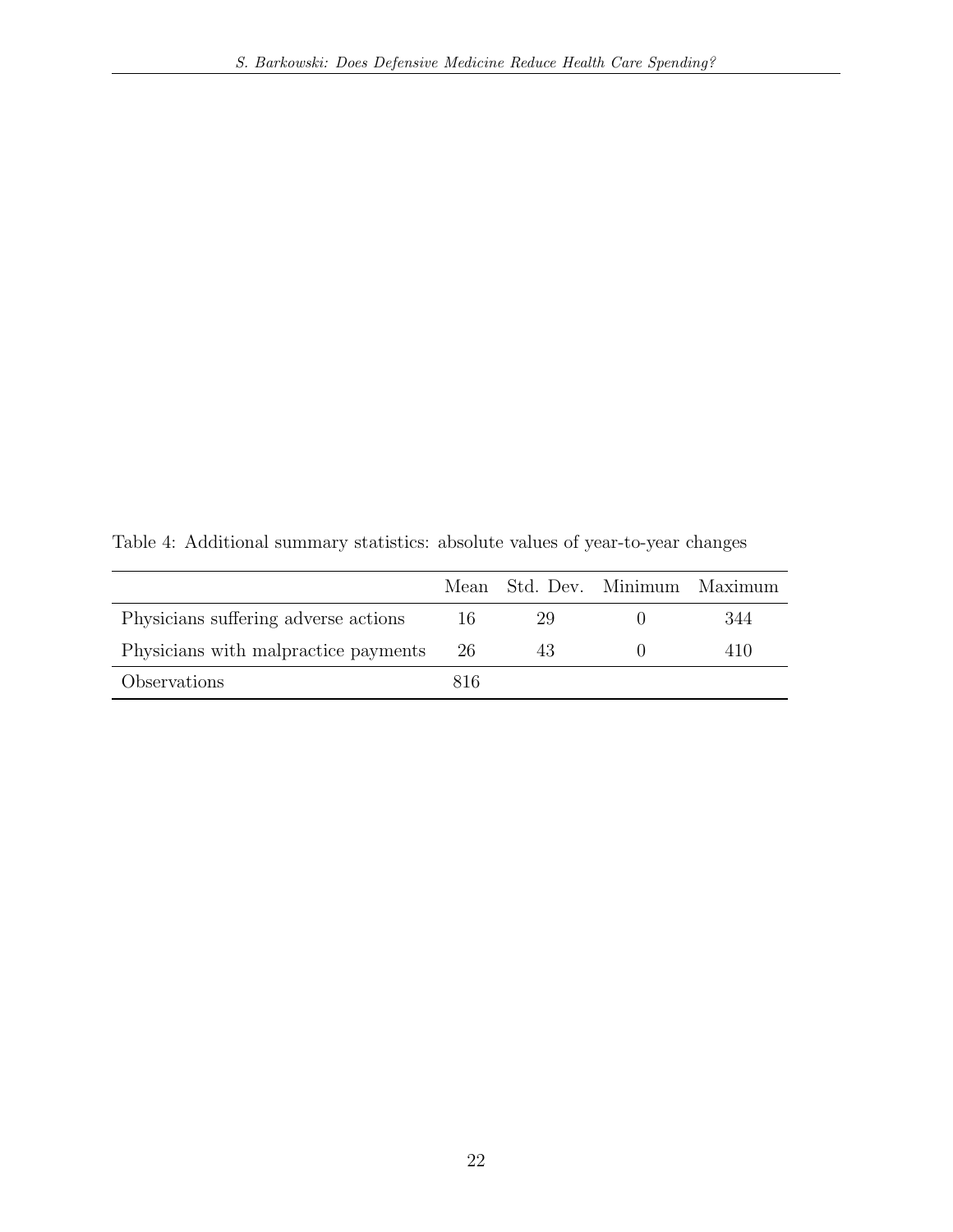Table 4: Additional summary statistics: absolute values of year-to-year changes

| | Mean | Std. Dev. | Minimum | Maximum |
|---|---|---|---|---|
| Physicians suffering adverse actions | 16 | 29 | 0 | 344 |
| Physicians with malpractice payments | 26 | 43 | 0 | 410 |
| Observations | 816 | | | |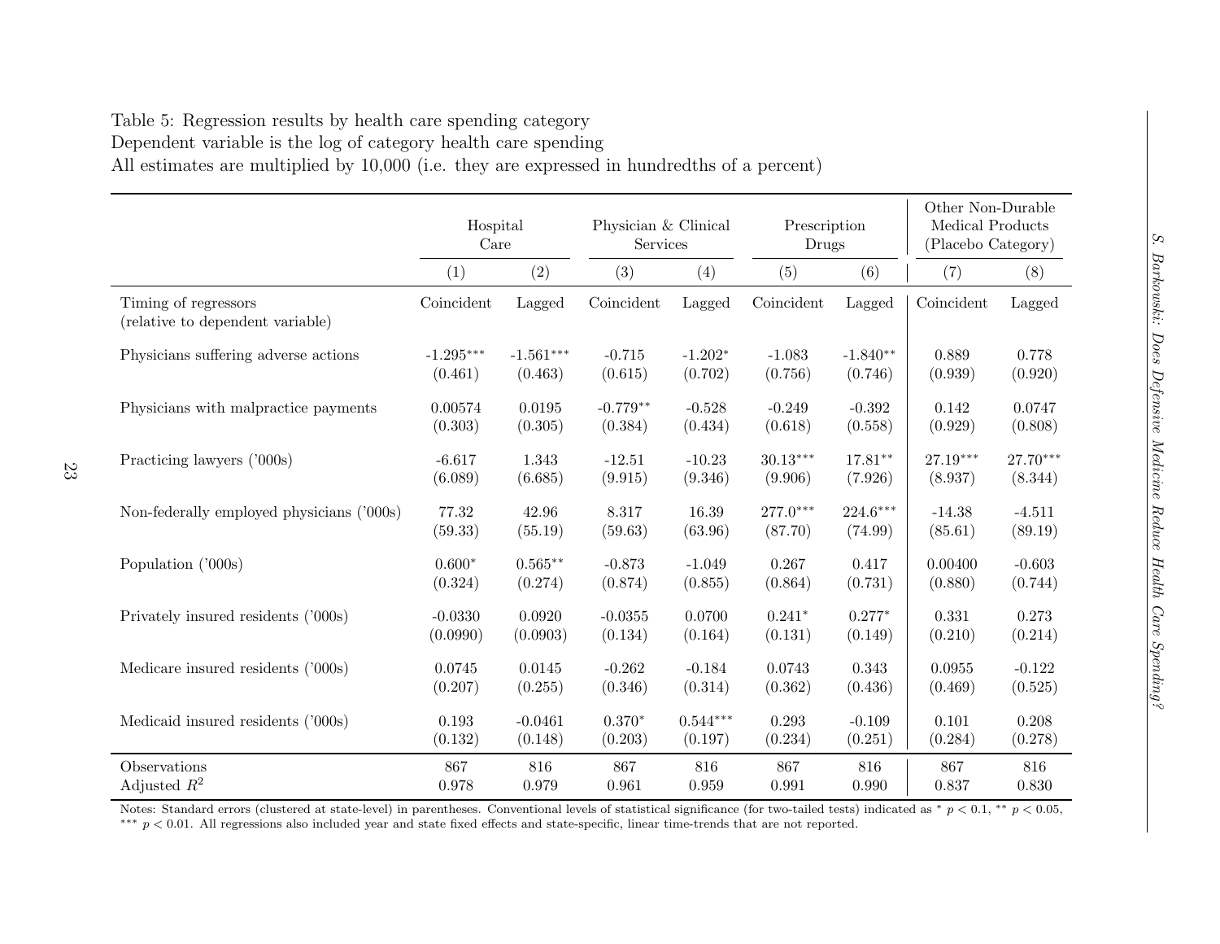Table 5: Regression results by health care spending category
Dependent variable is the log of category health care spending
All estimates are multiplied by 10,000 (i.e. they are expressed in hundredths of a percent)

| | Hospital Care | | Physician & Clinical Services | | Prescription Drugs | | Other Non-Durable Medical Products (Placebo Category) | |
|---|---|---|---|---|---|---|---|---|
| | (1) | (2) | (3) | (4) | (5) | (6) | (7) | (8) |
| Timing of regressors (relative to dependent variable) | Coincident | Lagged | Coincident | Lagged | Coincident | Lagged | Coincident | Lagged |
| Physicians suffering adverse actions | -1.295*** | -1.561*** | -0.715 | -1.202* | -1.083 | -1.840** | 0.889 | 0.778 |
| | (0.461) | (0.463) | (0.615) | (0.702) | (0.756) | (0.746) | (0.939) | (0.920) |
| Physicians with malpractice payments | 0.00574 | 0.0195 | -0.779** | -0.528 | -0.249 | -0.392 | 0.142 | 0.0747 |
| | (0.303) | (0.305) | (0.384) | (0.434) | (0.618) | (0.558) | (0.929) | (0.808) |
| Practicing lawyers ('000s) | -6.617 | 1.343 | -12.51 | -10.23 | 30.13*** | 17.81** | 27.19*** | 27.70*** |
| | (6.089) | (6.685) | (9.915) | (9.346) | (9.906) | (7.926) | (8.937) | (8.344) |
| Non-federally employed physicians ('000s) | 77.32 | 42.96 | 8.317 | 16.39 | 277.0*** | 224.6*** | -14.38 | -4.511 |
| | (59.33) | (55.19) | (59.63) | (63.96) | (87.70) | (74.99) | (85.61) | (89.19) |
| Population ('000s) | 0.600* | 0.565** | -0.873 | -1.049 | 0.267 | 0.417 | 0.00400 | -0.603 |
| | (0.324) | (0.274) | (0.874) | (0.855) | (0.864) | (0.731) | (0.880) | (0.744) |
| Privately insured residents ('000s) | -0.0330 | 0.0920 | -0.0355 | 0.0700 | 0.241* | 0.277* | 0.331 | 0.273 |
| | (0.0990) | (0.0903) | (0.134) | (0.164) | (0.131) | (0.149) | (0.210) | (0.214) |
| Medicare insured residents ('000s) | 0.0745 | 0.0145 | -0.262 | -0.184 | 0.0743 | 0.343 | 0.0955 | -0.122 |
| | (0.207) | (0.255) | (0.346) | (0.314) | (0.362) | (0.436) | (0.469) | (0.525) |
| Medicaid insured residents ('000s) | 0.193 | -0.0461 | 0.370* | 0.544*** | 0.293 | -0.109 | 0.101 | 0.208 |
| | (0.132) | (0.148) | (0.203) | (0.197) | (0.234) | (0.251) | (0.284) | (0.278) |
| Observations | 867 | 816 | 867 | 816 | 867 | 816 | 867 | 816 |
| Adjusted $R^2$ | 0.978 | 0.979 | 0.961 | 0.959 | 0.991 | 0.990 | 0.837 | 0.830 |

Notes: Standard errors (clustered at state-level) in parentheses. Conventional levels of statistical significance (for two-tailed tests) indicated as * $p < 0.1$, ** $p < 0.05$, *** $p < 0.01$. All regressions also included year and state fixed effects and state-specific, linear time-trends that are not reported.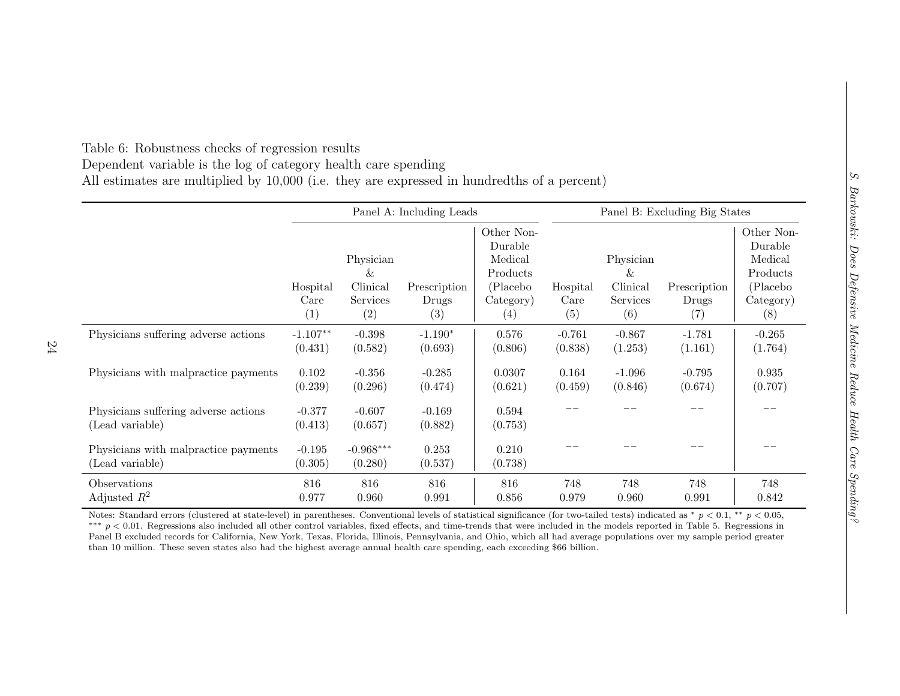Table 6: Robustness checks of regression results

Dependent variable is the log of category health care spending

All estimates are multiplied by 10,000 (i.e. they are expressed in hundredths of a percent)

| | Panel A: Including Leads | | | | Panel B: Excluding Big States | | | |
|---|---|---|---|---|---|---|---|---|
| | Hospital Care (1) | Physician & Clinical Services (2) | Prescription Drugs (3) | Other Non-Durable Medical Products (Placebo Category) (4) | Hospital Care (5) | Physician & Clinical Services (6) | Prescription Drugs (7) | Other Non-Durable Medical Products (Placebo Category) (8) |
| Physicians suffering adverse actions | -1.107** | -0.398 | -1.190* | 0.576 | -0.761 | -0.867 | -1.781 | -0.265 |
| | (0.431) | (0.582) | (0.693) | (0.806) | (0.838) | (1.253) | (1.161) | (1.764) |
| Physicians with malpractice payments | 0.102 | -0.356 | -0.285 | 0.0307 | 0.164 | -1.096 | -0.795 | 0.935 |
| | (0.239) | (0.296) | (0.474) | (0.621) | (0.459) | (0.846) | (0.674) | (0.707) |
| Physicians suffering adverse actions (Lead variable) | -0.377 | -0.607 | -0.169 | 0.594 | -- | -- | -- | -- |
| | (0.413) | (0.657) | (0.882) | (0.753) | | | | |
| Physicians with malpractice payments (Lead variable) | -0.195 | -0.968*** | 0.253 | 0.210 | -- | -- | -- | -- |
| | (0.305) | (0.280) | (0.537) | (0.738) | | | | |
| Observations | 816 | 816 | 816 | 816 | 748 | 748 | 748 | 748 |
| Adjusted $R^2$ | 0.977 | 0.960 | 0.991 | 0.856 | 0.979 | 0.960 | 0.991 | 0.842 |

Notes: Standard errors (clustered at state-level) in parentheses. Conventional levels of statistical significance (for two-tailed tests) indicated as * $p < 0.1$, ** $p < 0.05$, *** $p < 0.01$. Regressions also included all other control variables, fixed effects, and time-trends that were included in the models reported in Table 5. Regressions in Panel B excluded records for California, New York, Texas, Florida, Illinois, Pennsylvania, and Ohio, which all had average populations over my sample period greater than 10 million. These seven states also had the highest average annual health care spending, each exceeding $66 billion.